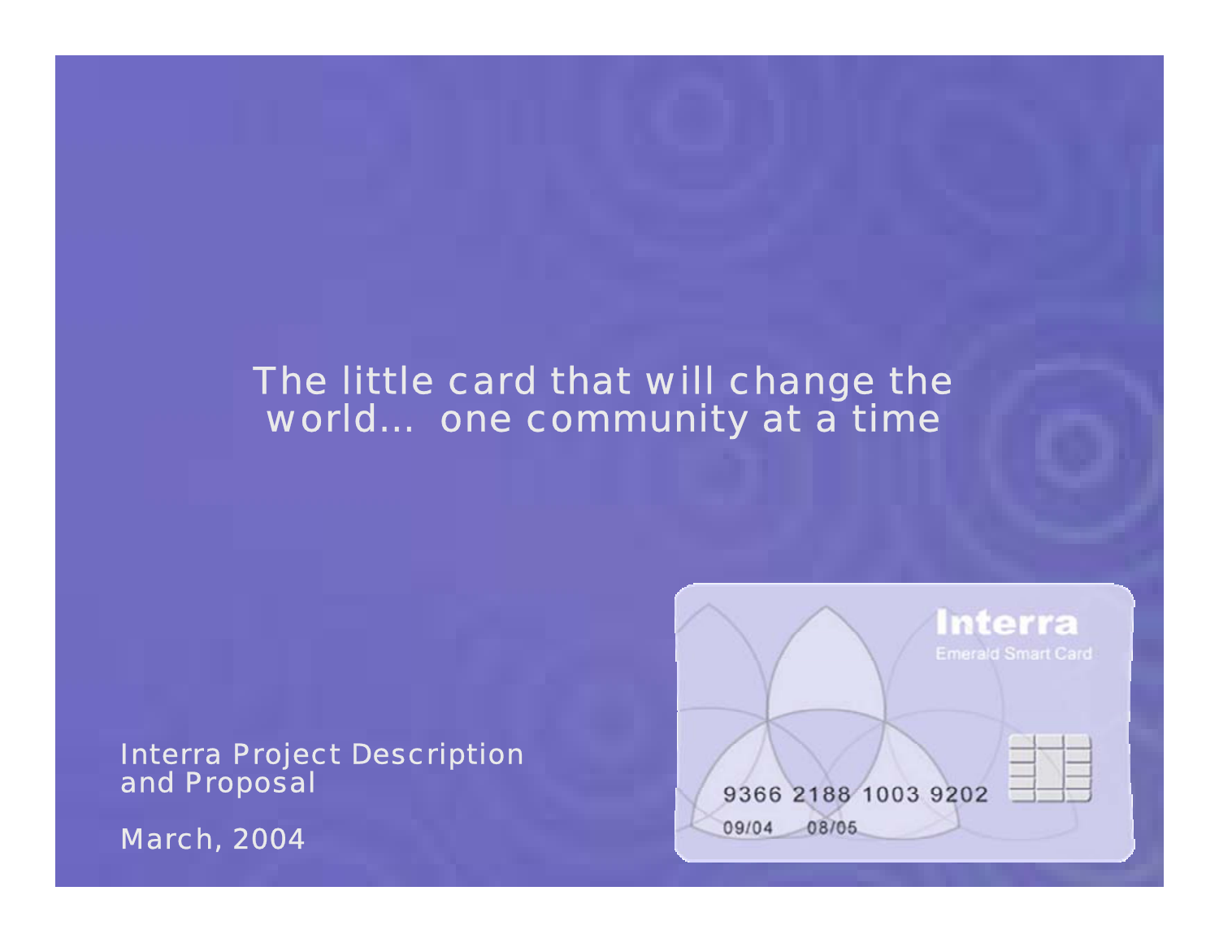# The little card that will change the world... one community at a time

Interra Project Description and Proposal

March, 2004

Interra
Emerald Smart Card

9366 2188 1003 9202

09/04 08/05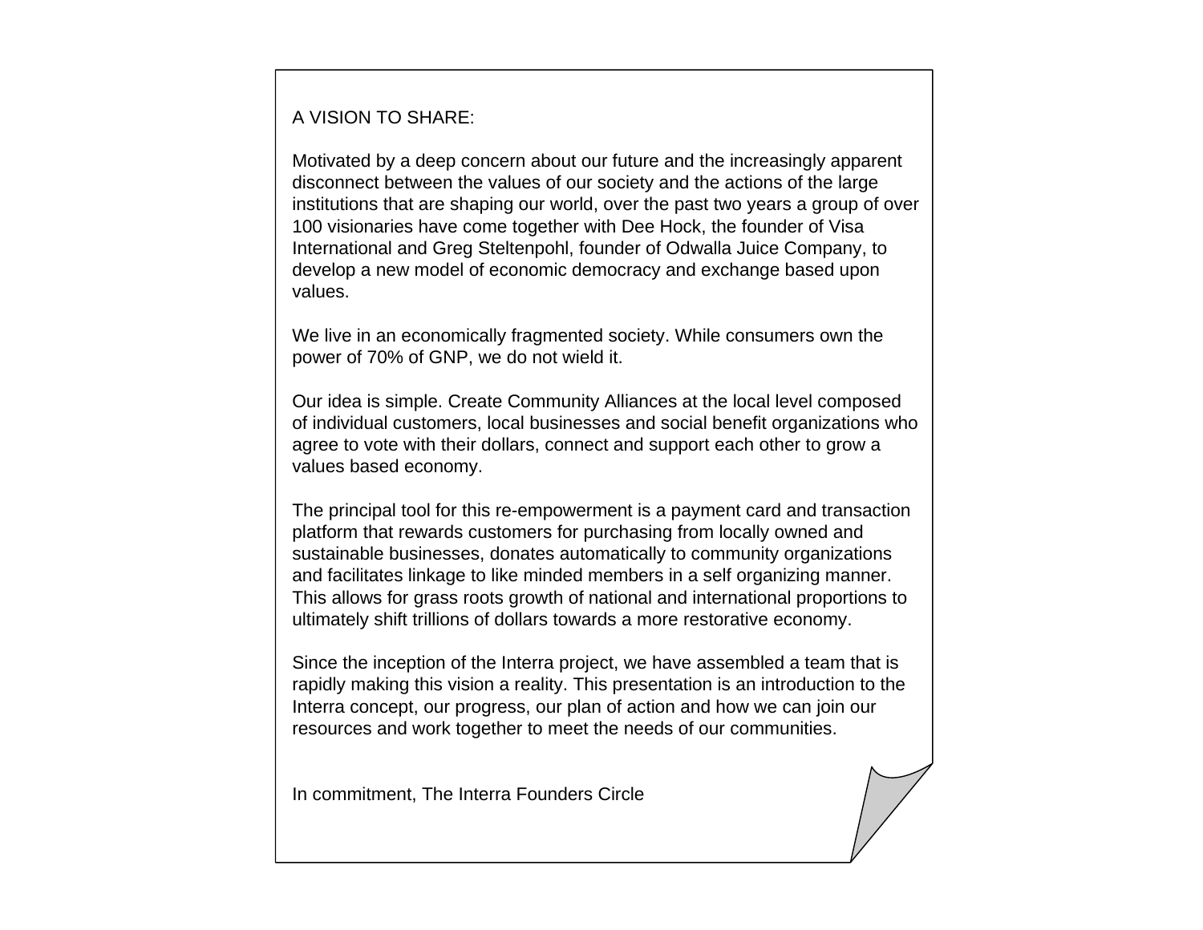## A VISION TO SHARE:

Motivated by a deep concern about our future and the increasingly apparent disconnect between the values of our society and the actions of the large institutions that are shaping our world, over the past two years a group of over 100 visionaries have come together with Dee Hock, the founder of Visa International and Greg Steltenpohl, founder of Odwalla Juice Company, to develop a new model of economic democracy and exchange based upon values.

We live in an economically fragmented society. While consumers own the power of 70% of GNP, we do not wield it.

Our idea is simple. Create Community Alliances at the local level composed of individual customers, local businesses and social benefit organizations who agree to vote with their dollars, connect and support each other to grow a values based economy.

The principal tool for this re-empowerment is a payment card and transaction platform that rewards customers for purchasing from locally owned and sustainable businesses, donates automatically to community organizations and facilitates linkage to like minded members in a self organizing manner. This allows for grass roots growth of national and international proportions to ultimately shift trillions of dollars towards a more restorative economy.

Since the inception of the Interra project, we have assembled a team that is rapidly making this vision a reality. This presentation is an introduction to the Interra concept, our progress, our plan of action and how we can join our resources and work together to meet the needs of our communities.

In commitment, The Interra Founders Circle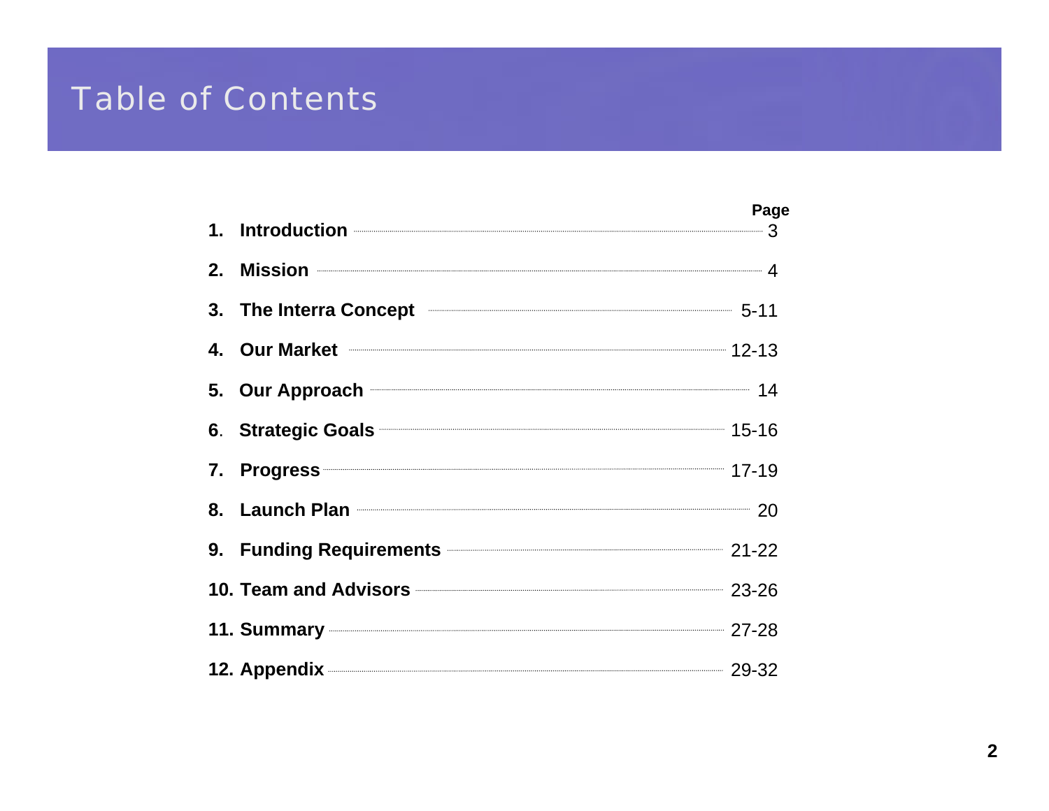# Table of Contents

| | Page |
|---|---|
| **1. Introduction** | 3 |
| **2. Mission** | 4 |
| **3. The Interra Concept** | 5-11 |
| **4. Our Market** | 12-13 |
| **5. Our Approach** | 14 |
| **6. Strategic Goals** | 15-16 |
| **7. Progress** | 17-19 |
| **8. Launch Plan** | 20 |
| **9. Funding Requirements** | 21-22 |
| **10. Team and Advisors** | 23-26 |
| **11. Summary** | 27-28 |
| **12. Appendix** | 29-32 |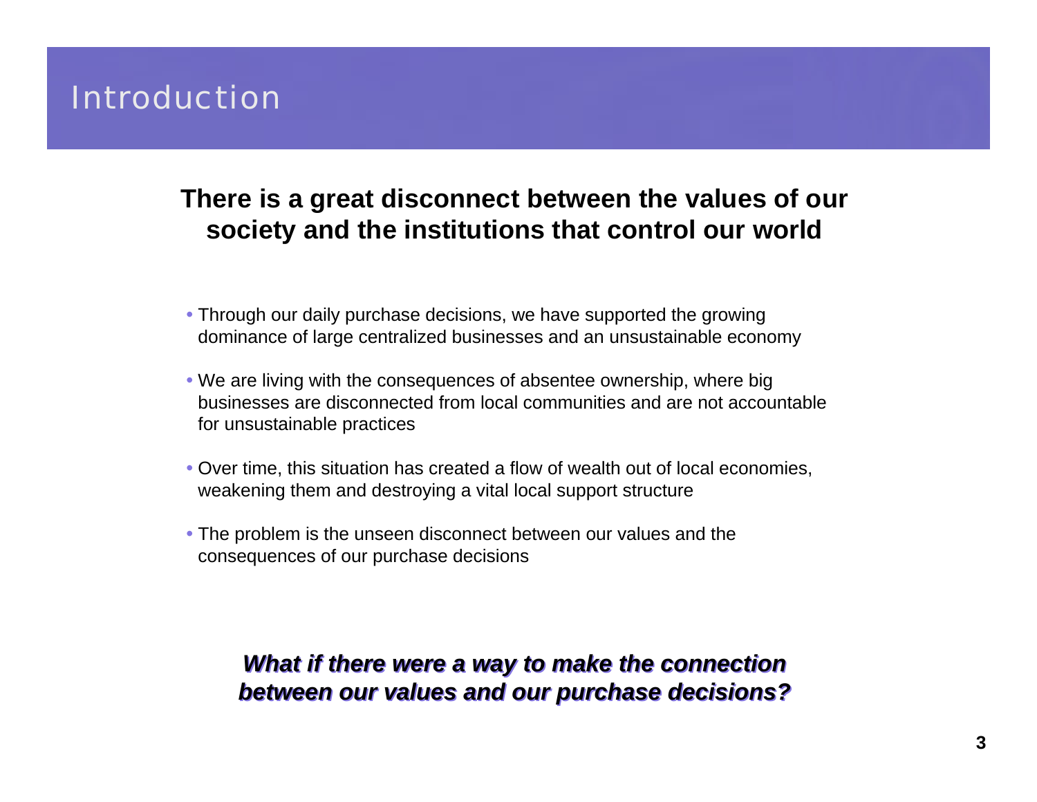# Introduction

**There is a great disconnect between the values of our society and the institutions that control our world**

- Through our daily purchase decisions, we have supported the growing dominance of large centralized businesses and an unsustainable economy
- We are living with the consequences of absentee ownership, where big businesses are disconnected from local communities and are not accountable for unsustainable practices
- Over time, this situation has created a flow of wealth out of local economies, weakening them and destroying a vital local support structure
- The problem is the unseen disconnect between our values and the consequences of our purchase decisions

***What if there were a way to make the connection between our values and our purchase decisions?***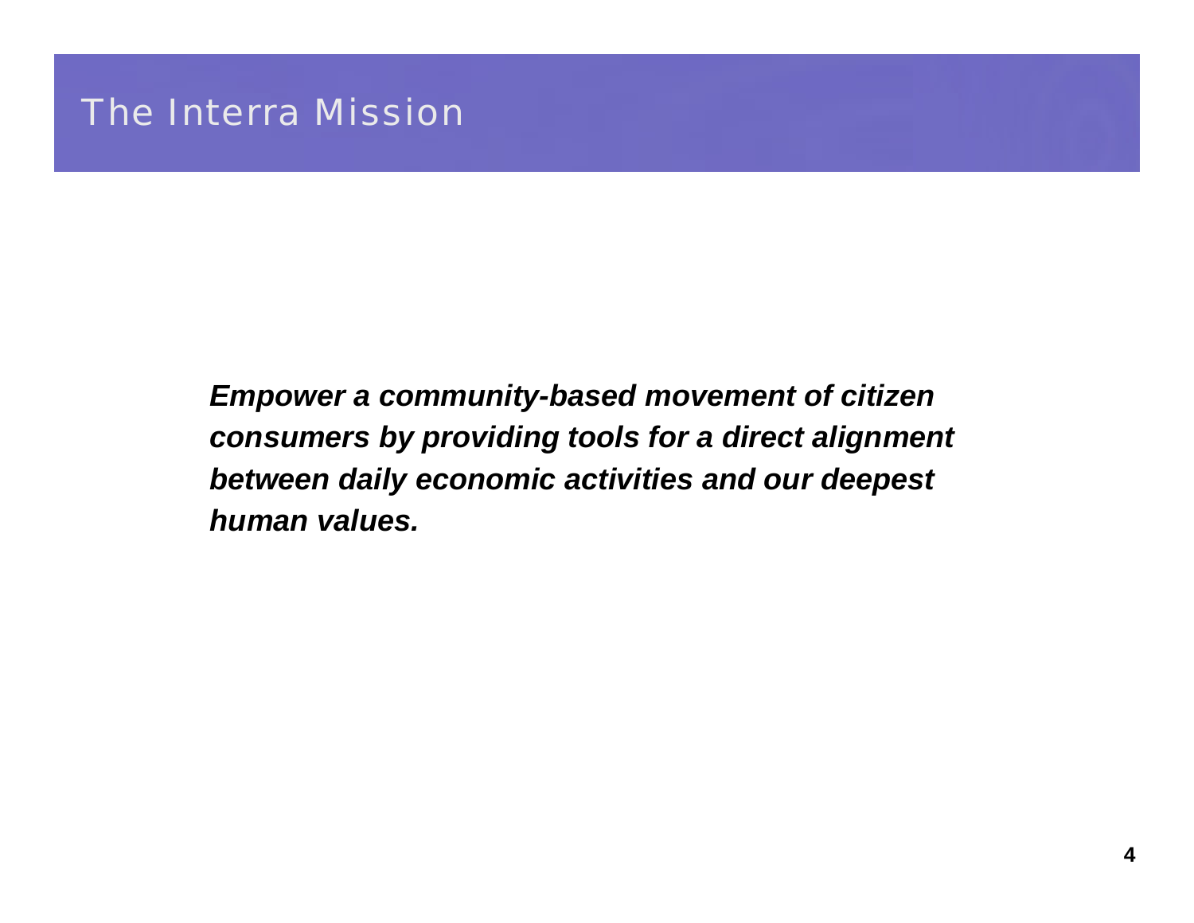# The Interra Mission

***Empower a community-based movement of citizen consumers by providing tools for a direct alignment between daily economic activities and our deepest human values.***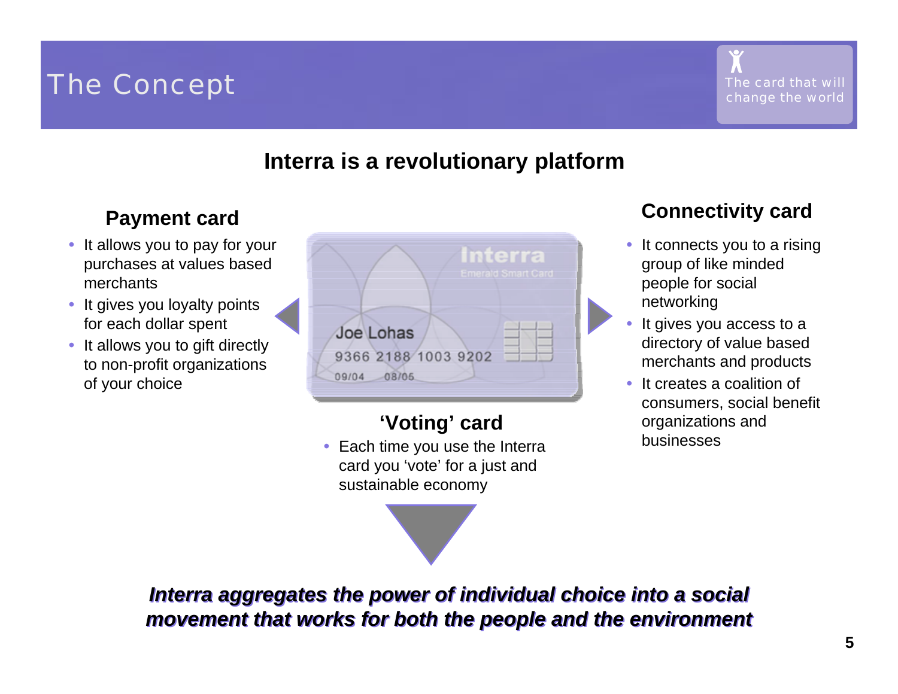# The Concept

The card that will change the world

## Interra is a revolutionary platform

### Payment card

- It allows you to pay for your purchases at values based merchants
- It gives you loyalty points for each dollar spent
- It allows you to gift directly to non-profit organizations of your choice

### Connectivity card

- It connects you to a rising group of like minded people for social networking
- It gives you access to a directory of value based merchants and products
- It creates a coalition of consumers, social benefit organizations and businesses

### 'Voting' card

- Each time you use the Interra card you 'vote' for a just and sustainable economy

***Interra aggregates the power of individual choice into a social movement that works for both the people and the environment***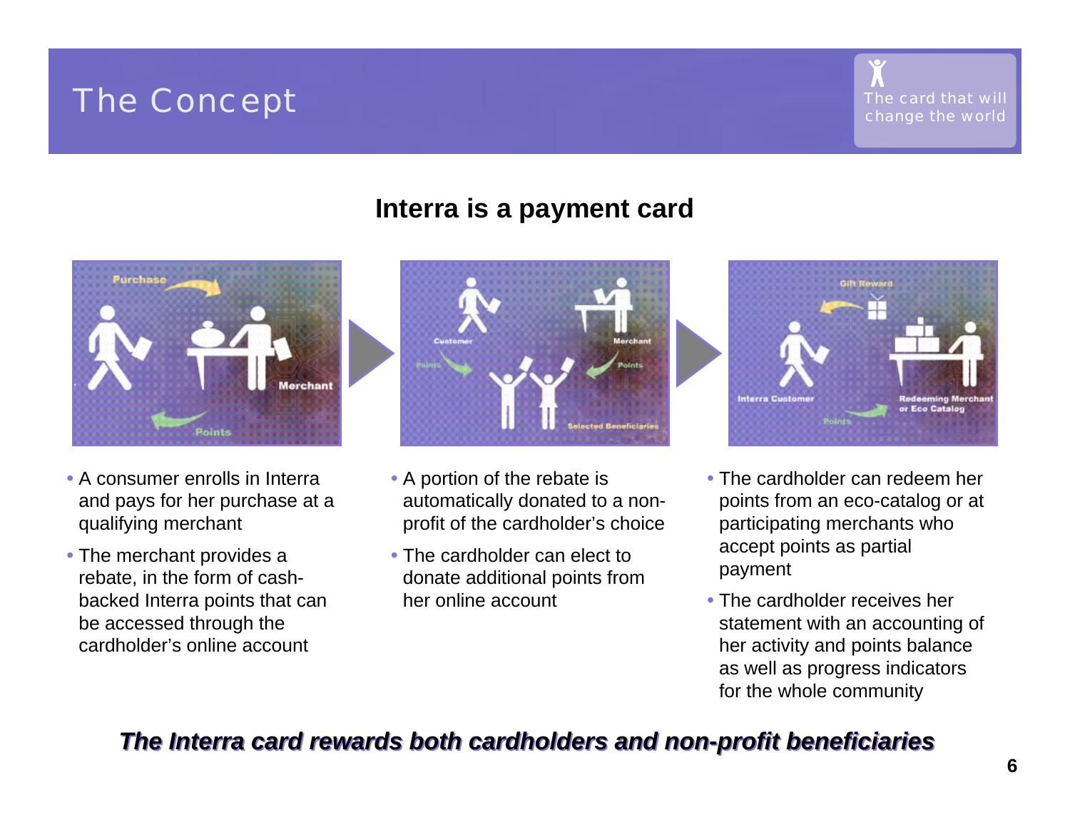# The Concept

The card that will change the world

## Interra is a payment card

- A consumer enrolls in Interra and pays for her purchase at a qualifying merchant
- The merchant provides a rebate, in the form of cash-backed Interra points that can be accessed through the cardholder's online account

- A portion of the rebate is automatically donated to a non-profit of the cardholder's choice
- The cardholder can elect to donate additional points from her online account

- The cardholder can redeem her points from an eco-catalog or at participating merchants who accept points as partial payment
- The cardholder receives her statement with an accounting of her activity and points balance as well as progress indicators for the whole community

***The Interra card rewards both cardholders and non-profit beneficiaries***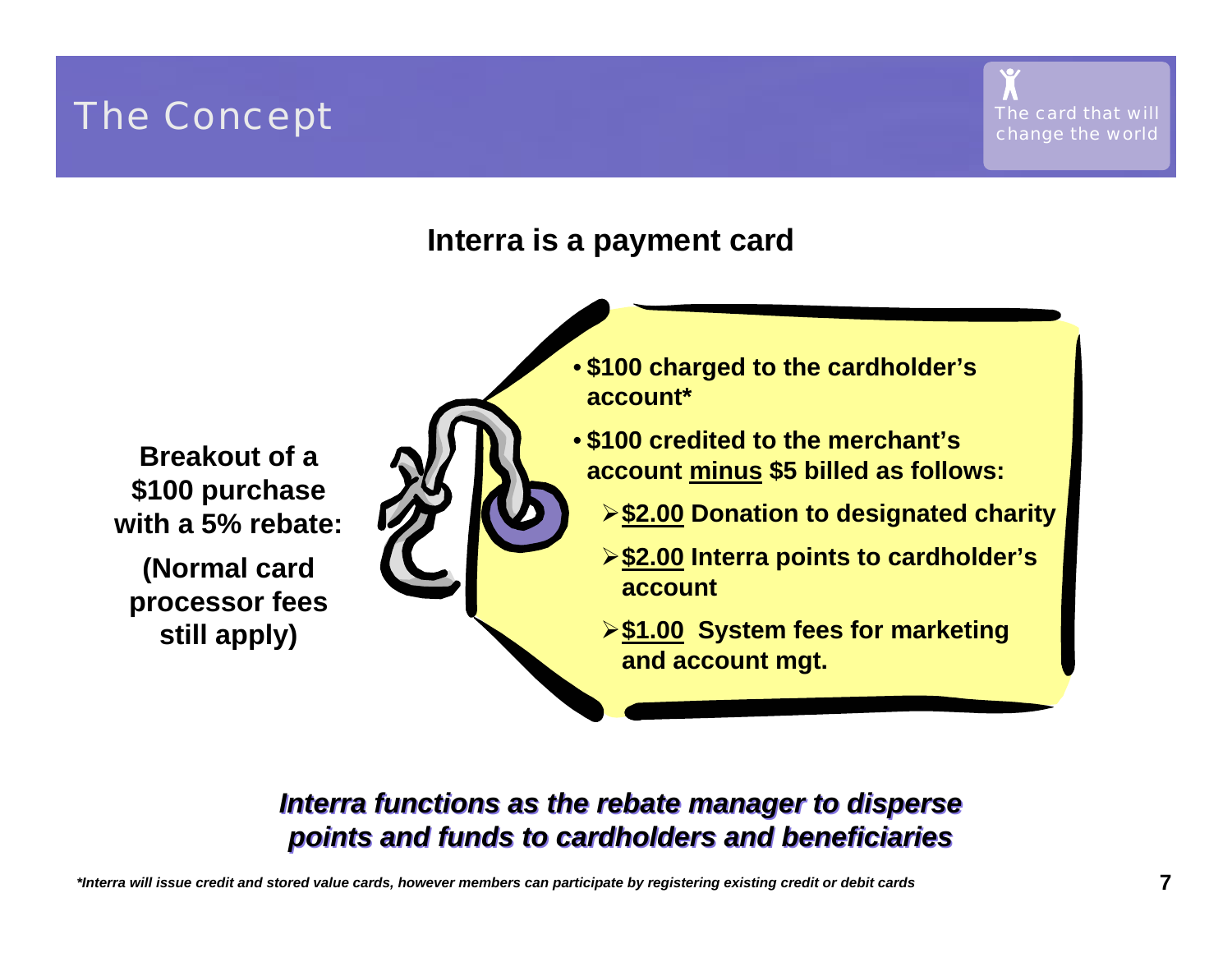# The Concept

The card that will change the world

## Interra is a payment card

**Breakout of a $100 purchase with a 5% rebate:**

**(Normal card processor fees still apply)**

- **$100 charged to the cardholder's account***
- **$100 credited to the merchant's account minus $5 billed as follows:**
  - **$2.00 Donation to designated charity**
  - **$2.00 Interra points to cardholder's account**
  - **$1.00 System fees for marketing and account mgt.**

***Interra functions as the rebate manager to disperse points and funds to cardholders and beneficiaries***

****Interra will issue credit and stored value cards, however members can participate by registering existing credit or debit cards***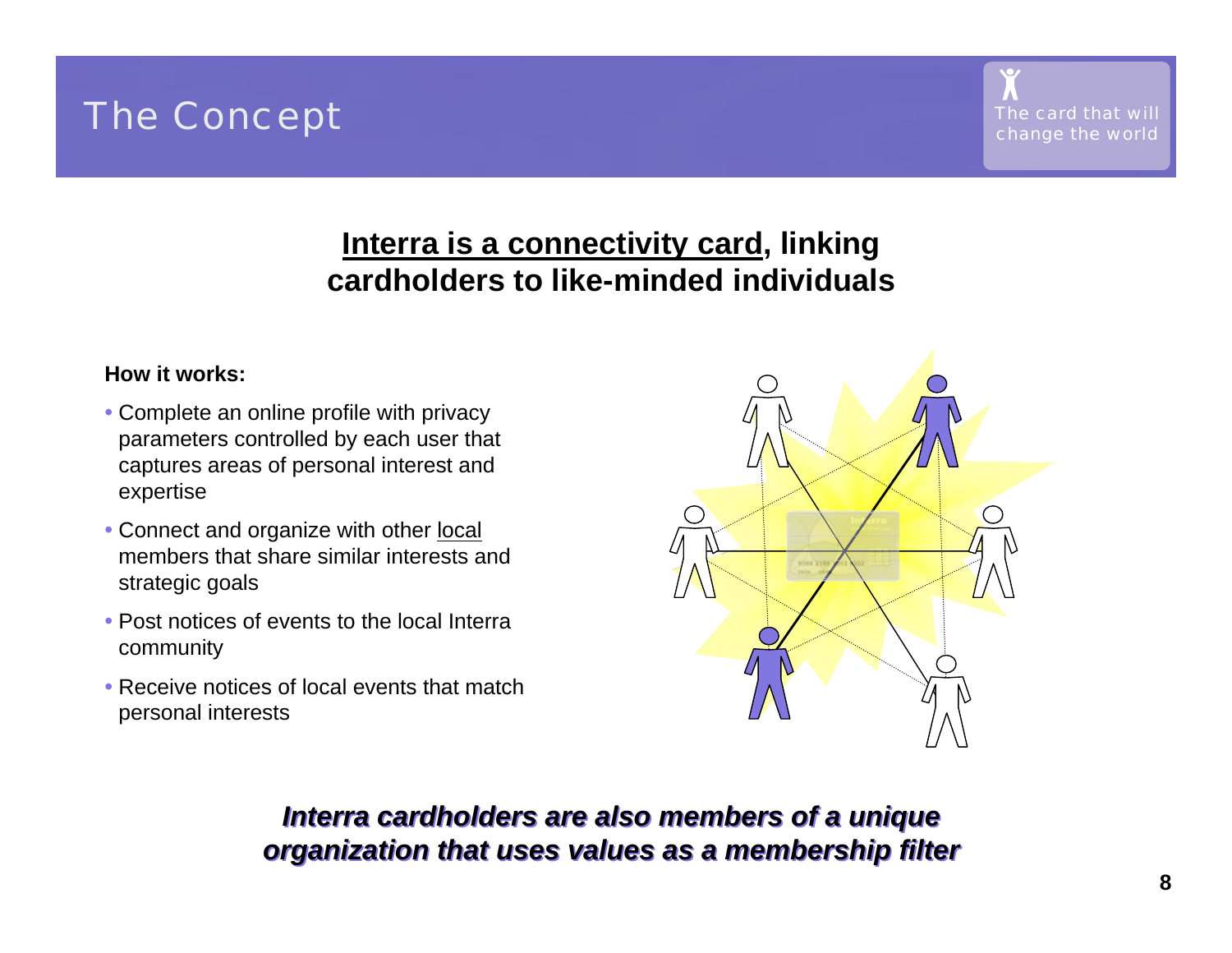# The Concept

The card that will change the world

## Interra is a connectivity card, linking cardholders to like-minded individuals

**How it works:**

- Complete an online profile with privacy parameters controlled by each user that captures areas of personal interest and expertise
- Connect and organize with other local members that share similar interests and strategic goals
- Post notices of events to the local Interra community
- Receive notices of local events that match personal interests

***Interra cardholders are also members of a unique organization that uses values as a membership filter***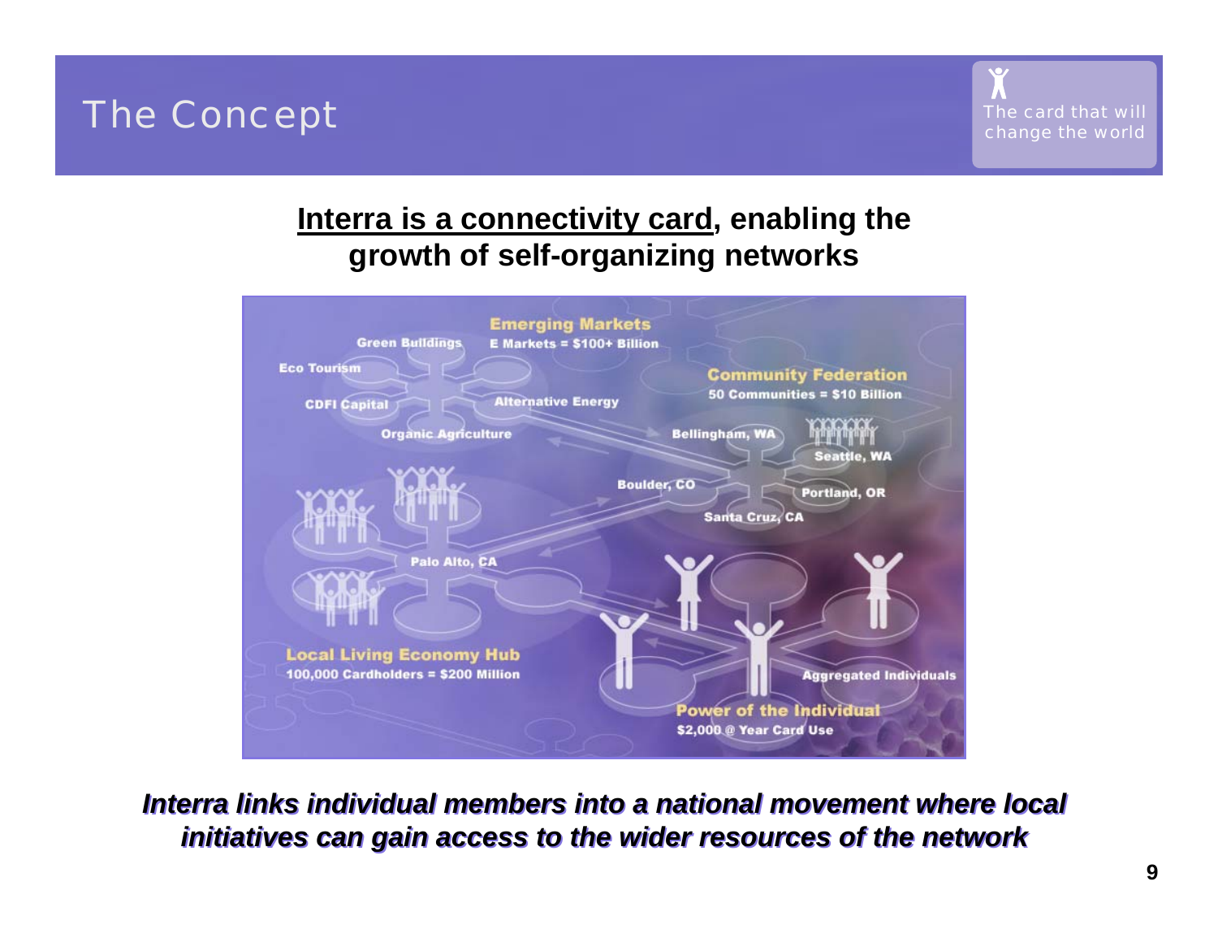# The Concept

The card that will change the world

**<u>Interra is a connectivity card</u>, enabling the growth of self-organizing networks**

Emerging Markets
E Markets = $100+ Billion

Green Buildings

Eco Tourism

CDFI Capital

Alternative Energy

Organic Agriculture

Community Federation
50 Communities = $10 Billion

Bellingham, WA

Seattle, WA

Boulder, CO

Portland, OR

Santa Cruz, CA

Palo Alto, CA

Local Living Economy Hub
100,000 Cardholders = $200 Million

Aggregated Individuals

Power of the Individual
$2,000 @ Year Card Use

***Interra links individual members into a national movement where local initiatives can gain access to the wider resources of the network***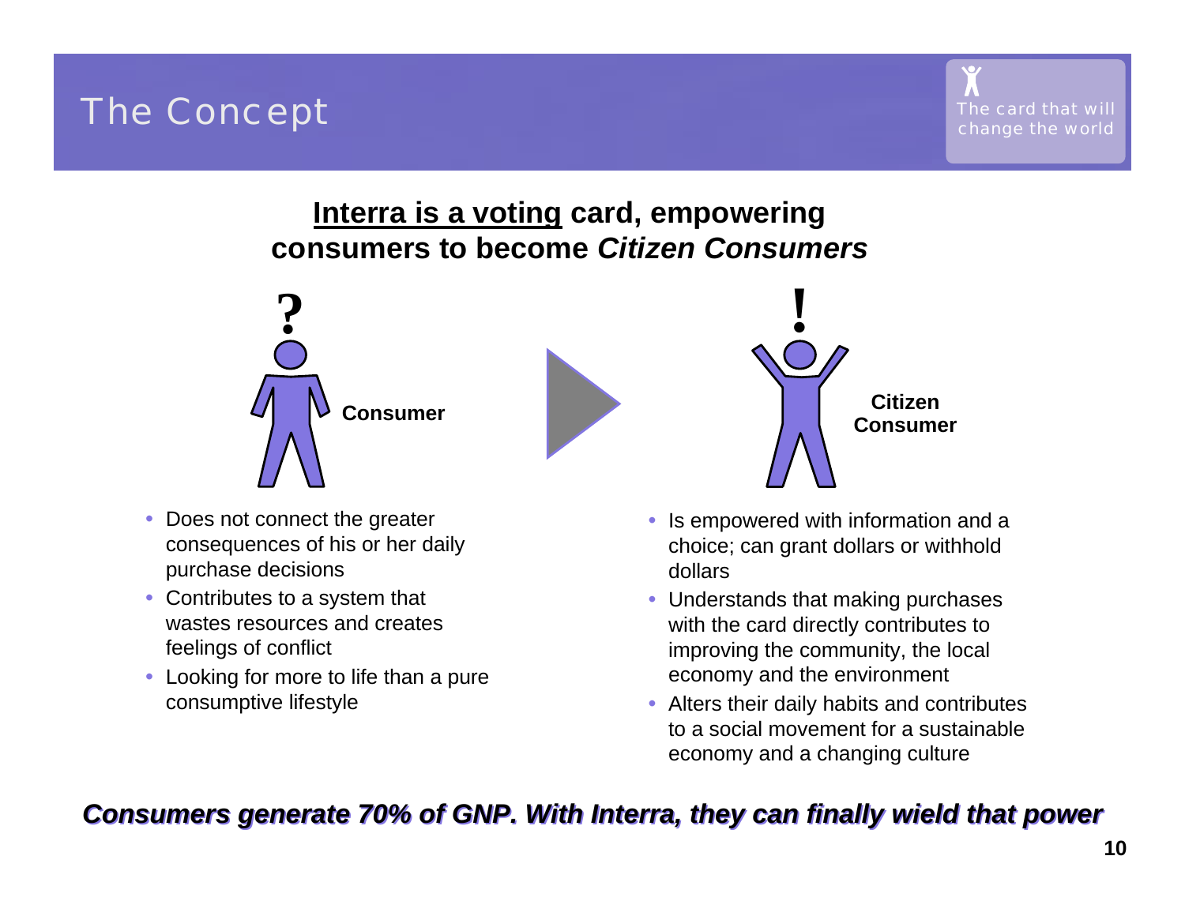# The Concept

The card that will change the world

**<u>Interra is a voting</u> card, empowering consumers to become *Citizen Consumers***

**Consumer**

- Does not connect the greater consequences of his or her daily purchase decisions
- Contributes to a system that wastes resources and creates feelings of conflict
- Looking for more to life than a pure consumptive lifestyle

**Citizen Consumer**

- Is empowered with information and a choice; can grant dollars or withhold dollars
- Understands that making purchases with the card directly contributes to improving the community, the local economy and the environment
- Alters their daily habits and contributes to a social movement for a sustainable economy and a changing culture

***Consumers generate 70% of GNP. With Interra, they can finally wield that power***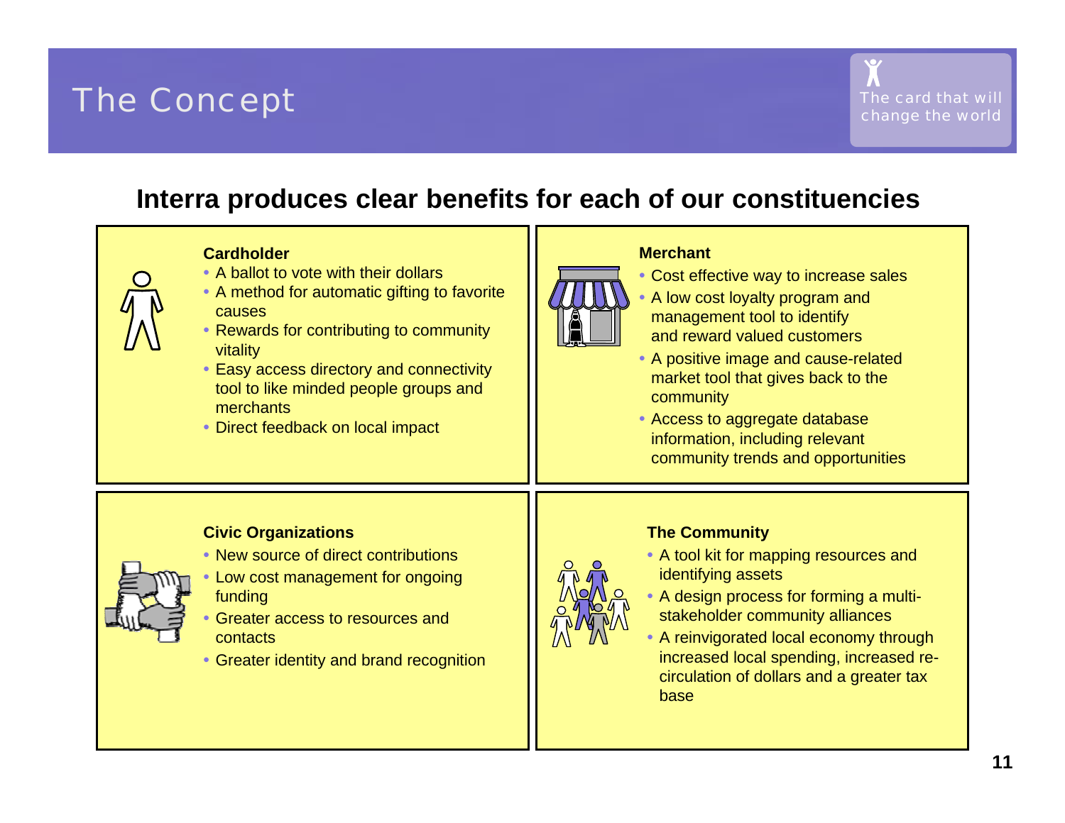# The Concept

The card that will change the world

## Interra produces clear benefits for each of our constituencies

### Cardholder

- A ballot to vote with their dollars
- A method for automatic gifting to favorite causes
- Rewards for contributing to community vitality
- Easy access directory and connectivity tool to like minded people groups and merchants
- Direct feedback on local impact

### Merchant

- Cost effective way to increase sales
- A low cost loyalty program and management tool to identify and reward valued customers
- A positive image and cause-related market tool that gives back to the community
- Access to aggregate database information, including relevant community trends and opportunities

### Civic Organizations

- New source of direct contributions
- Low cost management for ongoing funding
- Greater access to resources and contacts
- Greater identity and brand recognition

### The Community

- A tool kit for mapping resources and identifying assets
- A design process for forming a multi-stakeholder community alliances
- A reinvigorated local economy through increased local spending, increased re-circulation of dollars and a greater tax base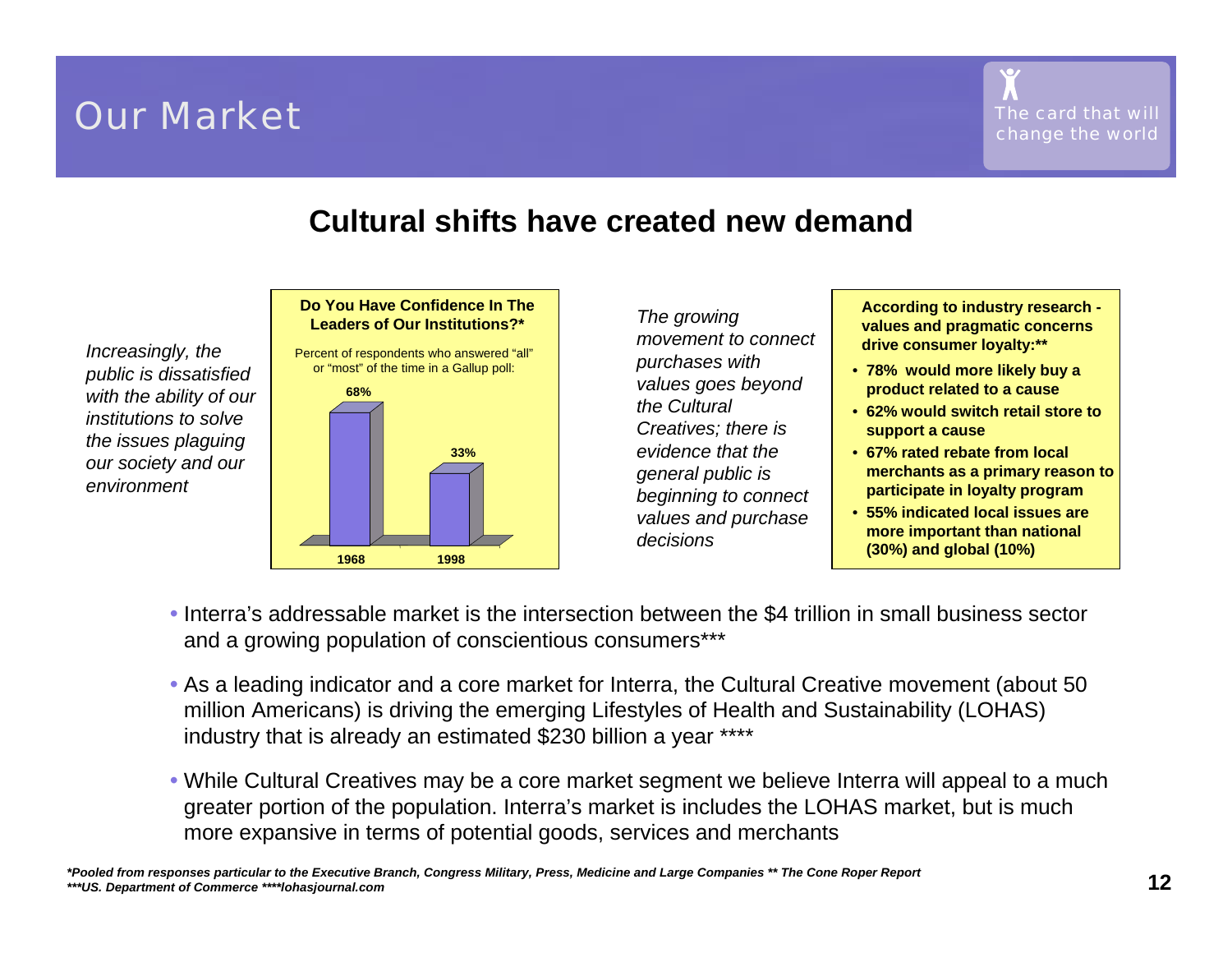# Our Market

The card that will change the world

## Cultural shifts have created new demand

*Increasingly, the public is dissatisfied with the ability of our institutions to solve the issues plaguing our society and our environment*

**Do You Have Confidence In The Leaders of Our Institutions?***

Percent of respondents who answered "all" or "most" of the time in a Gallup poll:

| Year | Percent |
|---|---|
| 1968 | 68% |
| 1998 | 33% |

*The growing movement to connect purchases with values goes beyond the Cultural Creatives; there is evidence that the general public is beginning to connect values and purchase decisions*

**According to industry research - values and pragmatic concerns drive consumer loyalty:****

- **78% would more likely buy a product related to a cause**
- **62% would switch retail store to support a cause**
- **67% rated rebate from local merchants as a primary reason to participate in loyalty program**
- **55% indicated local issues are more important than national (30%) and global (10%)**

- Interra's addressable market is the intersection between the $4 trillion in small business sector and a growing population of conscientious consumers***
- As a leading indicator and a core market for Interra, the Cultural Creative movement (about 50 million Americans) is driving the emerging Lifestyles of Health and Sustainability (LOHAS) industry that is already an estimated $230 billion a year ****
- While Cultural Creatives may be a core market segment we believe Interra will appeal to a much greater portion of the population. Interra's market is includes the LOHAS market, but is much more expansive in terms of potential goods, services and merchants

***Pooled from responses particular to the Executive Branch, Congress Military, Press, Medicine and Large Companies ** The Cone Roper Report***
****US. Department of Commerce ****lohasjournal.com***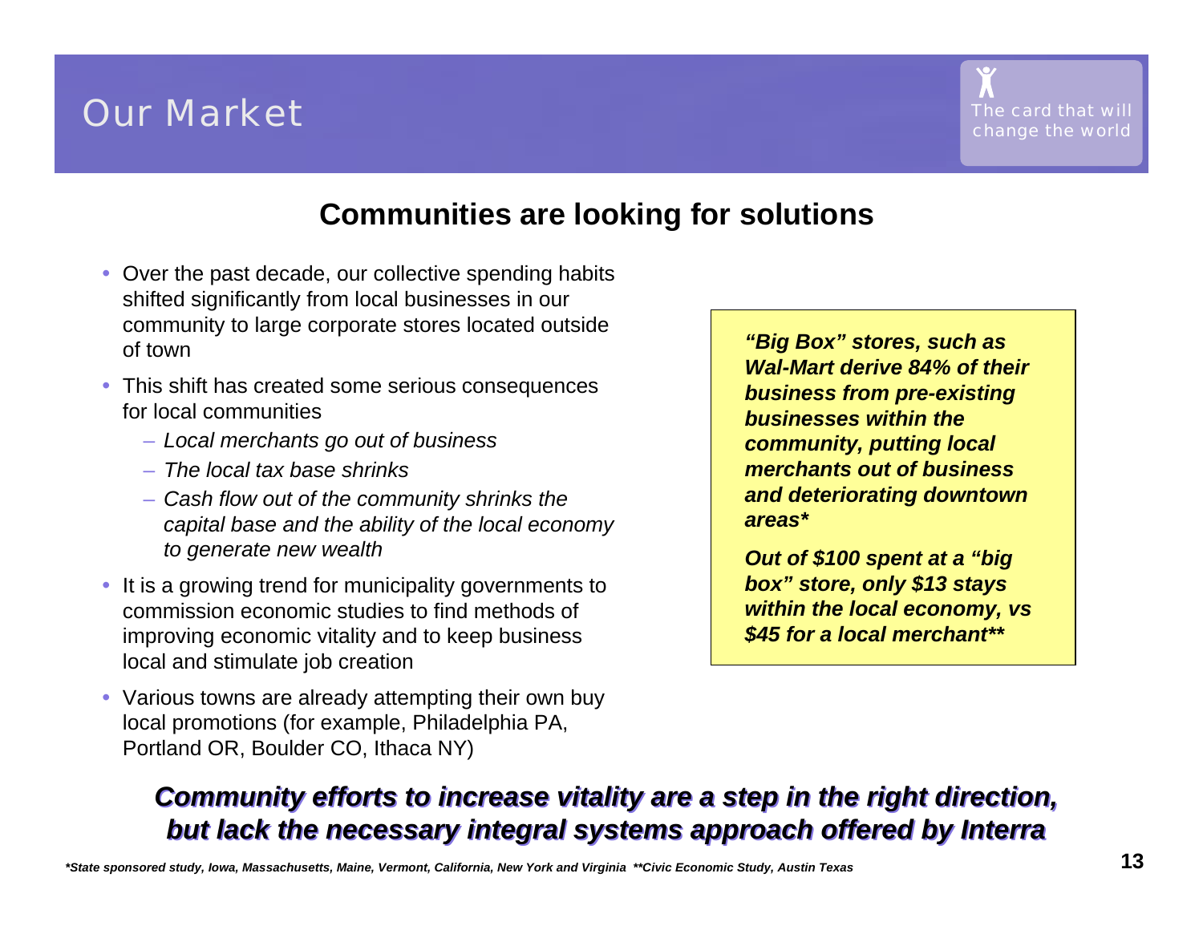# Our Market

The card that will change the world

## Communities are looking for solutions

- Over the past decade, our collective spending habits shifted significantly from local businesses in our community to large corporate stores located outside of town
- This shift has created some serious consequences for local communities
  - *Local merchants go out of business*
  - *The local tax base shrinks*
  - *Cash flow out of the community shrinks the capital base and the ability of the local economy to generate new wealth*
- It is a growing trend for municipality governments to commission economic studies to find methods of improving economic vitality and to keep business local and stimulate job creation
- Various towns are already attempting their own buy local promotions (for example, Philadelphia PA, Portland OR, Boulder CO, Ithaca NY)

***"Big Box" stores, such as Wal-Mart derive 84% of their business from pre-existing businesses within the community, putting local merchants out of business and deteriorating downtown areas****

***Out of $100 spent at a "big box" store, only $13 stays within the local economy, vs $45 for a local merchant*****

***Community efforts to increase vitality are a step in the right direction, but lack the necessary integral systems approach offered by Interra***

*\*State sponsored study, Iowa, Massachusetts, Maine, Vermont, California, New York and Virginia \*\*Civic Economic Study, Austin Texas*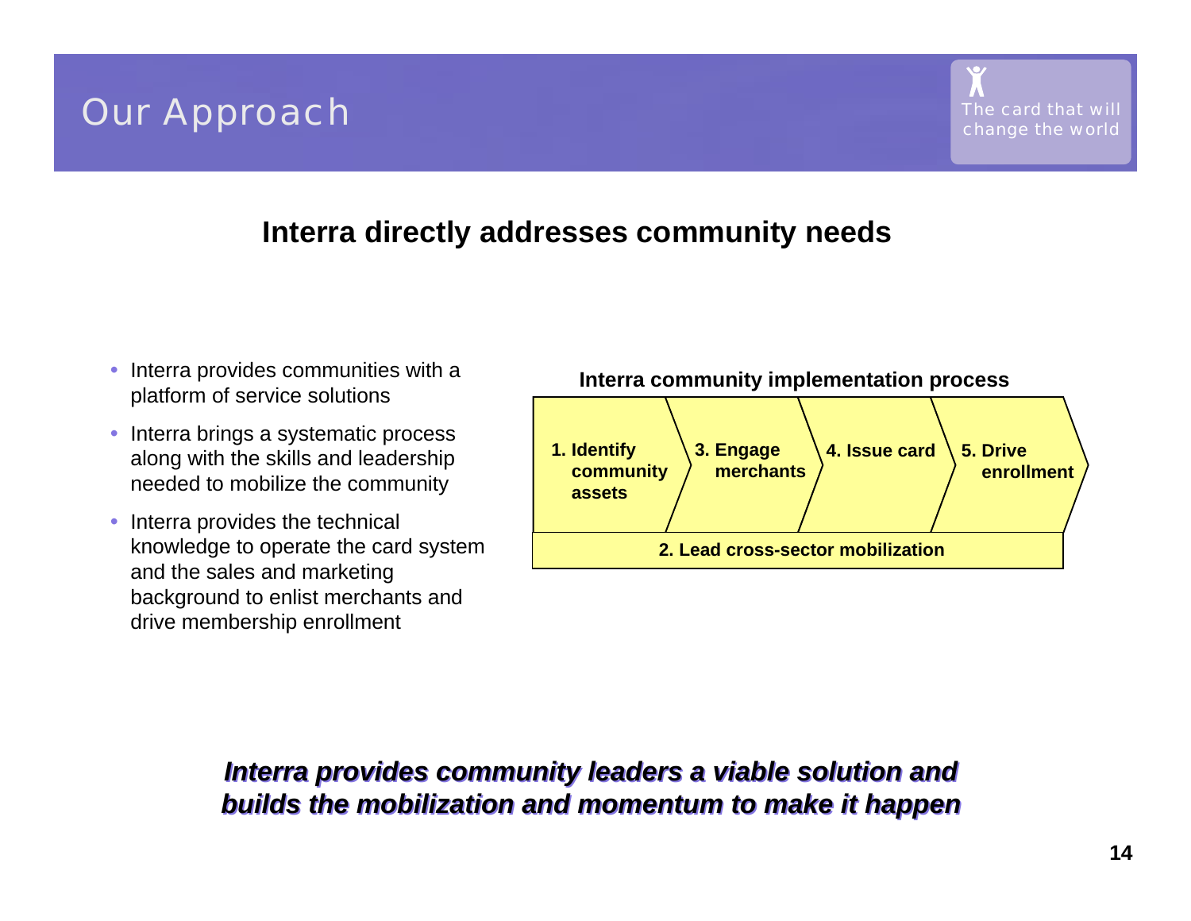# Our Approach

The card that will change the world

## Interra directly addresses community needs

- Interra provides communities with a platform of service solutions
- Interra brings a systematic process along with the skills and leadership needed to mobilize the community
- Interra provides the technical knowledge to operate the card system and the sales and marketing background to enlist merchants and drive membership enrollment

**Interra community implementation process**

1. **Identify community assets**
2. **Lead cross-sector mobilization**
3. **Engage merchants**
4. **Issue card**
5. **Drive enrollment**

***Interra provides community leaders a viable solution and builds the mobilization and momentum to make it happen***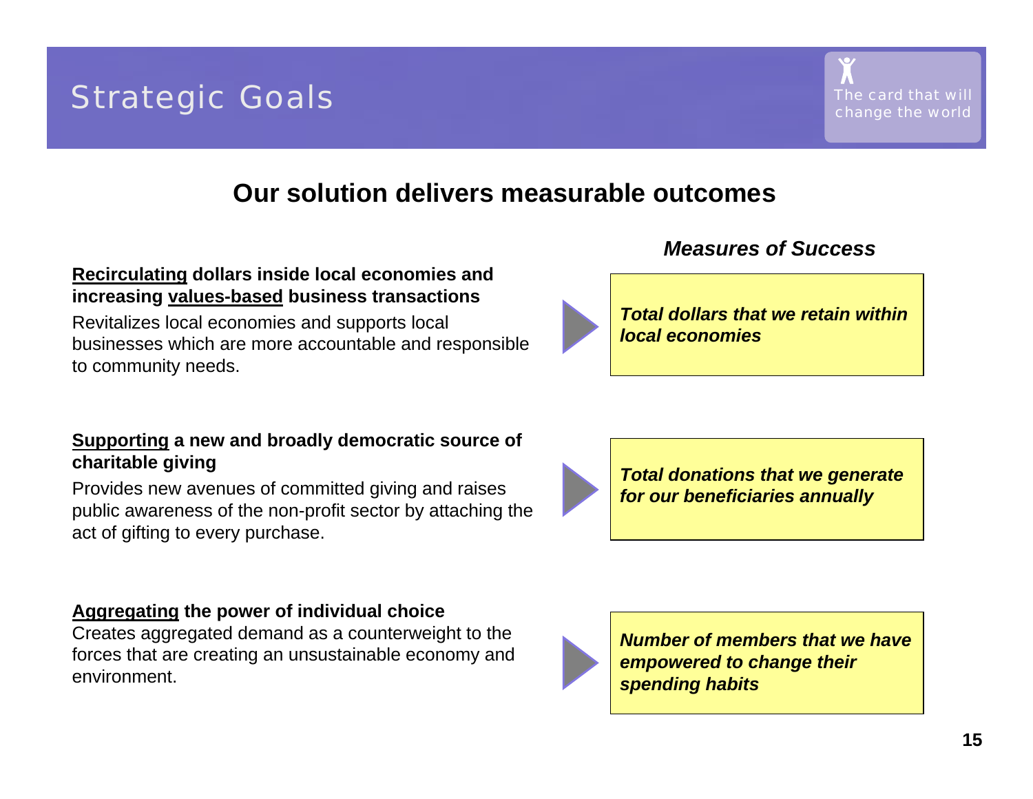# Strategic Goals

The card that will change the world

## Our solution delivers measurable outcomes

***Measures of Success***

**Recirculating dollars inside local economies and increasing values-based business transactions**

Revitalizes local economies and supports local businesses which are more accountable and responsible to community needs.

***Total dollars that we retain within local economies***

**Supporting a new and broadly democratic source of charitable giving**

Provides new avenues of committed giving and raises public awareness of the non-profit sector by attaching the act of gifting to every purchase.

***Total donations that we generate for our beneficiaries annually***

**Aggregating the power of individual choice**

Creates aggregated demand as a counterweight to the forces that are creating an unsustainable economy and environment.

***Number of members that we have empowered to change their spending habits***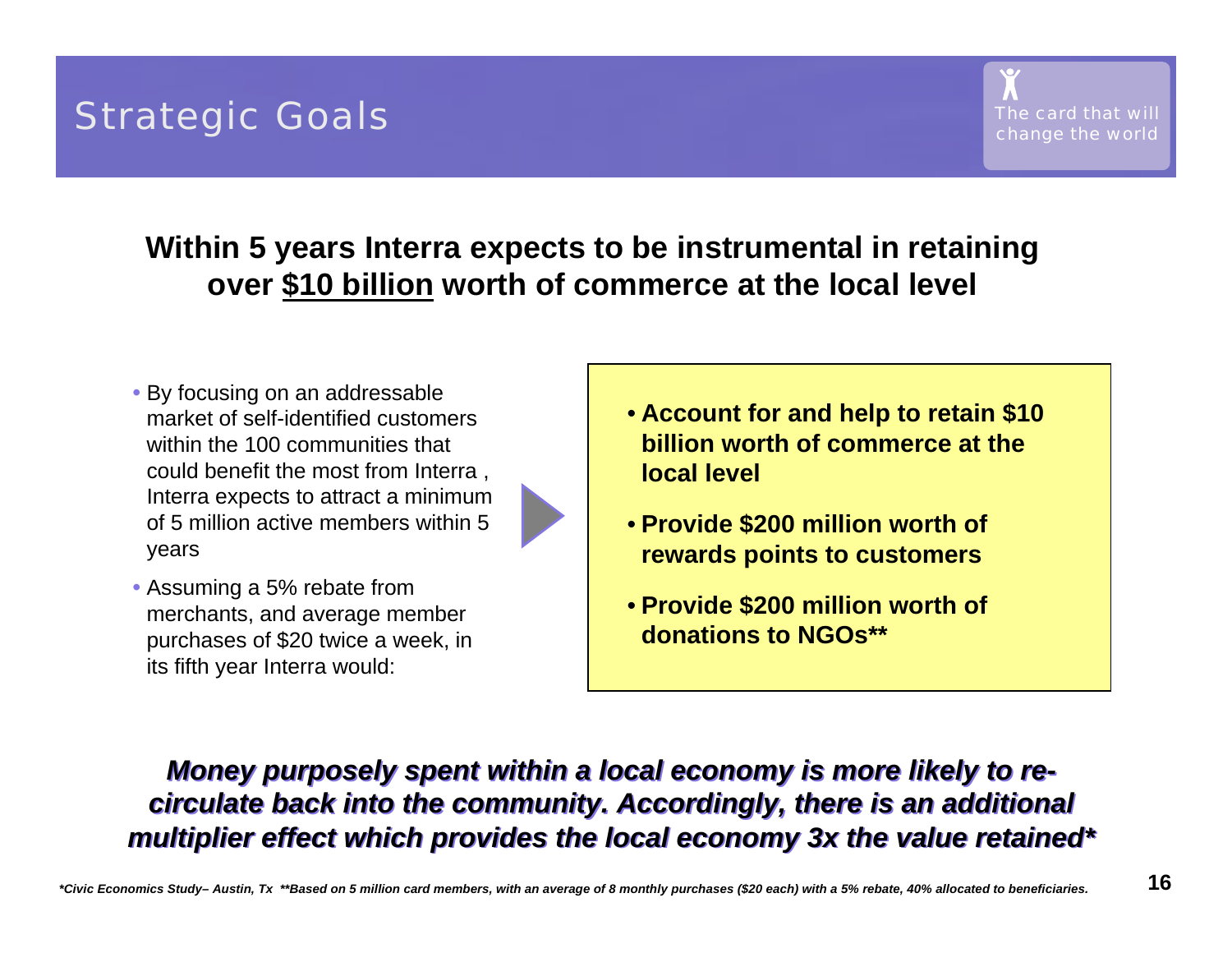# Strategic Goals

The card that will change the world

**Within 5 years Interra expects to be instrumental in retaining over $10 billion worth of commerce at the local level**

- By focusing on an addressable market of self-identified customers within the 100 communities that could benefit the most from Interra , Interra expects to attract a minimum of 5 million active members within 5 years
- Assuming a 5% rebate from merchants, and average member purchases of $20 twice a week, in its fifth year Interra would:

- **Account for and help to retain $10 billion worth of commerce at the local level**
- **Provide $200 million worth of rewards points to customers**
- **Provide $200 million worth of donations to NGOs****

***Money purposely spent within a local economy is more likely to re-circulate back into the community. Accordingly, there is an additional multiplier effect which provides the local economy 3x the value retained****

*\*Civic Economics Study– Austin, Tx \*\*Based on 5 million card members, with an average of 8 monthly purchases ($20 each) with a 5% rebate, 40% allocated to beneficiaries.*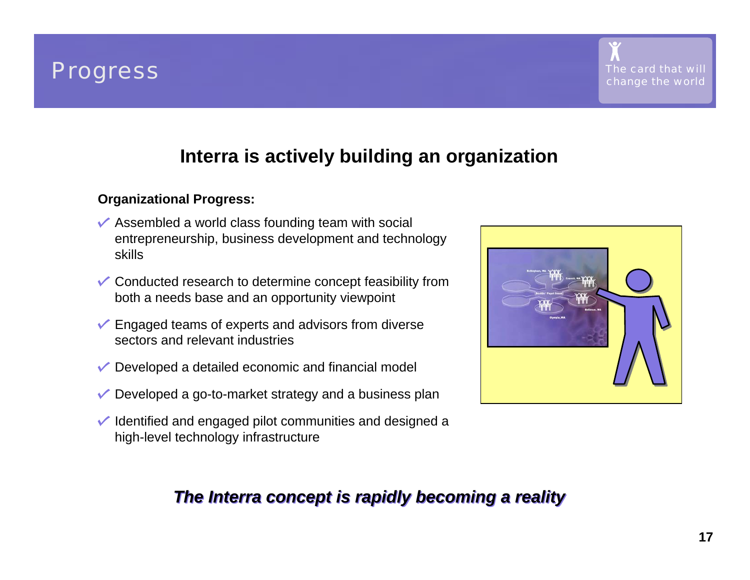# Progress

The card that will change the world

## Interra is actively building an organization

**Organizational Progress:**

- ✓ Assembled a world class founding team with social entrepreneurship, business development and technology skills
- ✓ Conducted research to determine concept feasibility from both a needs base and an opportunity viewpoint
- ✓ Engaged teams of experts and advisors from diverse sectors and relevant industries
- ✓ Developed a detailed economic and financial model
- ✓ Developed a go-to-market strategy and a business plan
- ✓ Identified and engaged pilot communities and designed a high-level technology infrastructure

***The Interra concept is rapidly becoming a reality***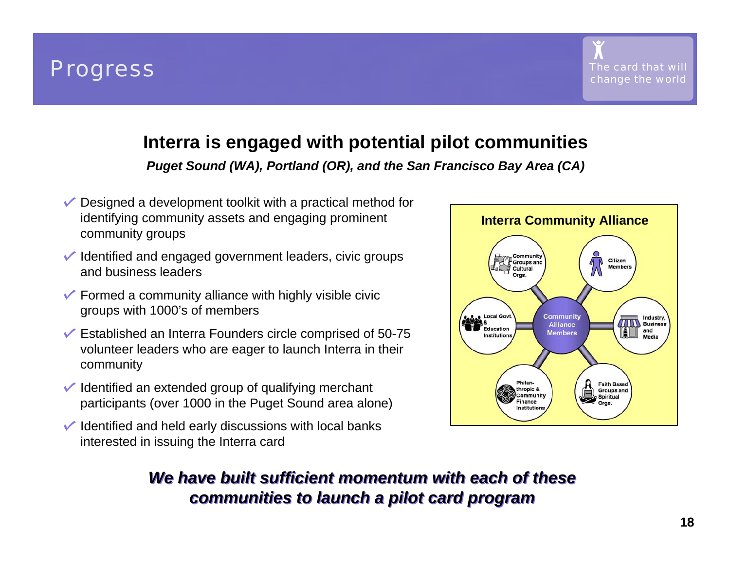# Progress

The card that will change the world

## Interra is engaged with potential pilot communities

***Puget Sound (WA), Portland (OR), and the San Francisco Bay Area (CA)***

- ✓ Designed a development toolkit with a practical method for identifying community assets and engaging prominent community groups
- ✓ Identified and engaged government leaders, civic groups and business leaders
- ✓ Formed a community alliance with highly visible civic groups with 1000's of members
- ✓ Established an Interra Founders circle comprised of 50-75 volunteer leaders who are eager to launch Interra in their community
- ✓ Identified an extended group of qualifying merchant participants (over 1000 in the Puget Sound area alone)
- ✓ Identified and held early discussions with local banks interested in issuing the Interra card

**Interra Community Alliance**

- Community Alliance Members
  - Community Groups and Cultural Orgs.
  - Citizen Members
  - Industry, Business and Media
  - Faith Based Groups and Spiritual Orgs.
  - Philanthropic & Community Finance Institutions
  - Local Govt. & Education Institutions

***We have built sufficient momentum with each of these communities to launch a pilot card program***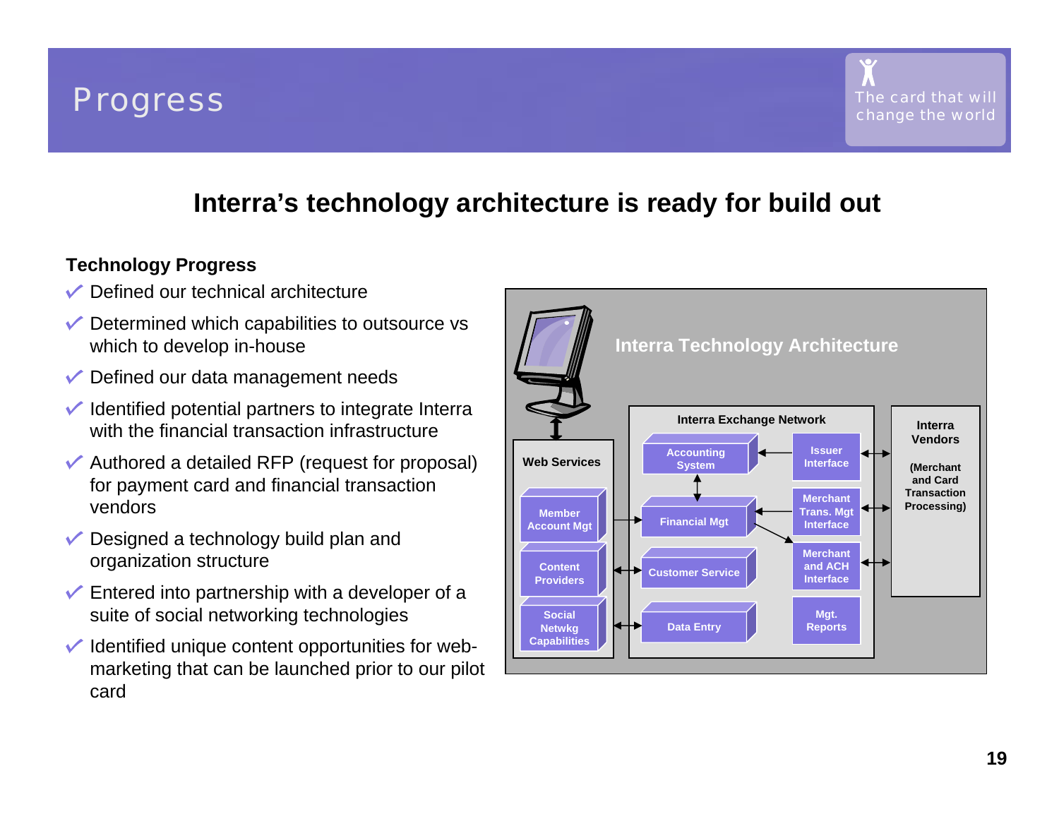# Progress

The card that will change the world

## Interra's technology architecture is ready for build out

### Technology Progress

- ✓ Defined our technical architecture
- ✓ Determined which capabilities to outsource vs which to develop in-house
- ✓ Defined our data management needs
- ✓ Identified potential partners to integrate Interra with the financial transaction infrastructure
- ✓ Authored a detailed RFP (request for proposal) for payment card and financial transaction vendors
- ✓ Designed a technology build plan and organization structure
- ✓ Entered into partnership with a developer of a suite of social networking technologies
- ✓ Identified unique content opportunities for web-marketing that can be launched prior to our pilot card

**Interra Technology Architecture**

**Web Services**
- Member Account Mgt
- Content Providers
- Social Netwkg Capabilities

**Interra Exchange Network**
- Accounting System
- Financial Mgt
- Customer Service
- Data Entry
- Issuer Interface
- Merchant Trans. Mgt Interface
- Merchant and ACH Interface
- Mgt. Reports

**Interra Vendors**
(Merchant and Card Transaction Processing)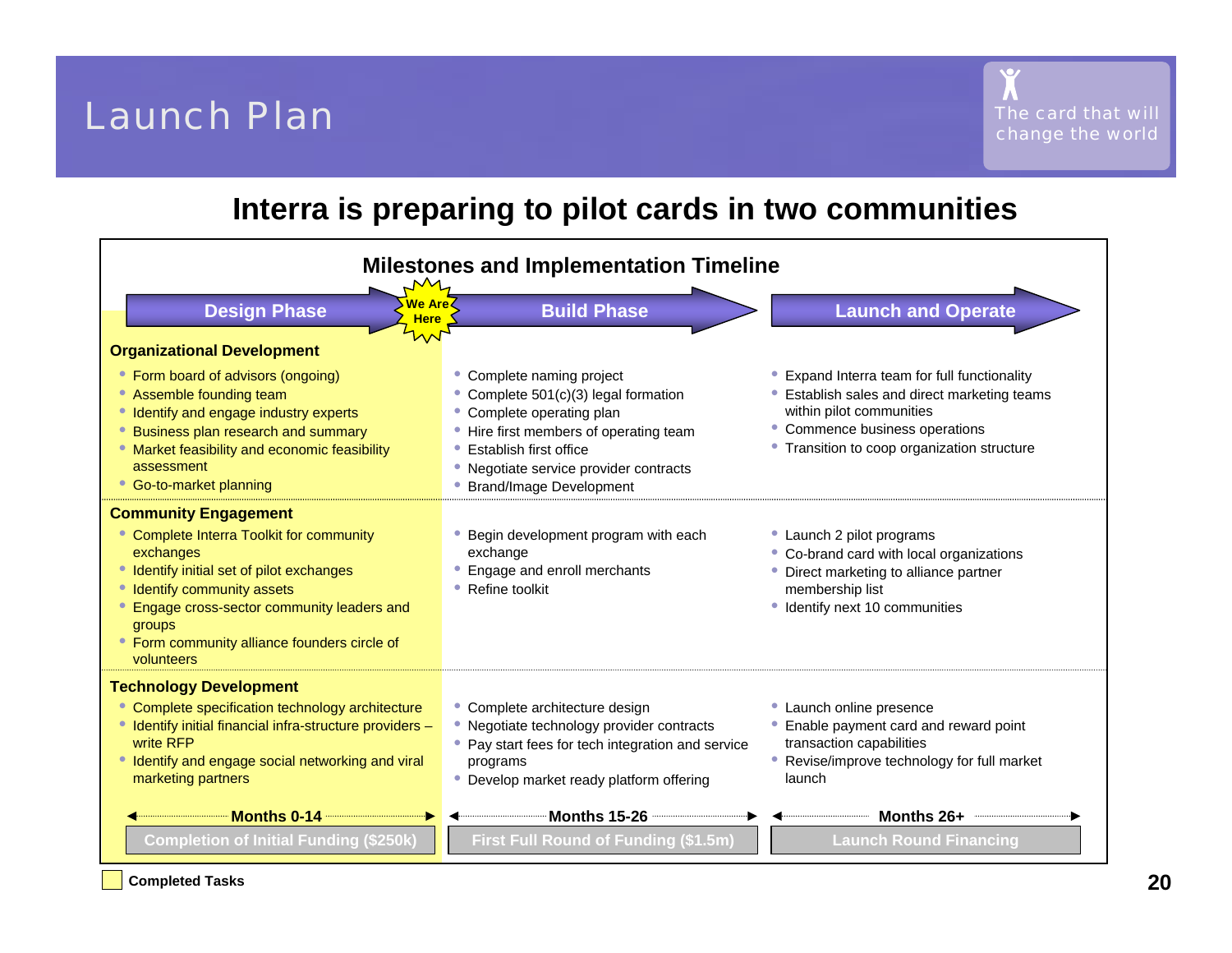# Launch Plan

The card that will change the world

## Interra is preparing to pilot cards in two communities

### Milestones and Implementation Timeline

| | Design Phase | Build Phase (We Are Here) | Launch and Operate |
|---|---|---|---|
| **Organizational Development** | • Form board of advisors (ongoing)<br>• Assemble founding team<br>• Identify and engage industry experts<br>• Business plan research and summary<br>• Market feasibility and economic feasibility assessment<br>• Go-to-market planning | • Complete naming project<br>• Complete 501(c)(3) legal formation<br>• Complete operating plan<br>• Hire first members of operating team<br>• Establish first office<br>• Negotiate service provider contracts<br>• Brand/Image Development | • Expand Interra team for full functionality<br>• Establish sales and direct marketing teams within pilot communities<br>• Commence business operations<br>• Transition to coop organization structure |
| **Community Engagement** | • Complete Interra Toolkit for community exchanges<br>• Identify initial set of pilot exchanges<br>• Identify community assets<br>• Engage cross-sector community leaders and groups<br>• Form community alliance founders circle of volunteers | • Begin development program with each exchange<br>• Engage and enroll merchants<br>• Refine toolkit | • Launch 2 pilot programs<br>• Co-brand card with local organizations<br>• Direct marketing to alliance partner membership list<br>• Identify next 10 communities |
| **Technology Development** | • Complete specification technology architecture<br>• Identify initial financial infra-structure providers – write RFP<br>• Identify and engage social networking and viral marketing partners | • Complete architecture design<br>• Negotiate technology provider contracts<br>• Pay start fees for tech integration and service programs<br>• Develop market ready platform offering | • Launch online presence<br>• Enable payment card and reward point transaction capabilities<br>• Revise/improve technology for full market launch |
| | **Months 0-14** | **Months 15-26** | **Months 26+** |
| | Completion of Initial Funding ($250k) | First Full Round of Funding ($1.5m) | Launch Round Financing |

Completed Tasks (highlighted: Design Phase)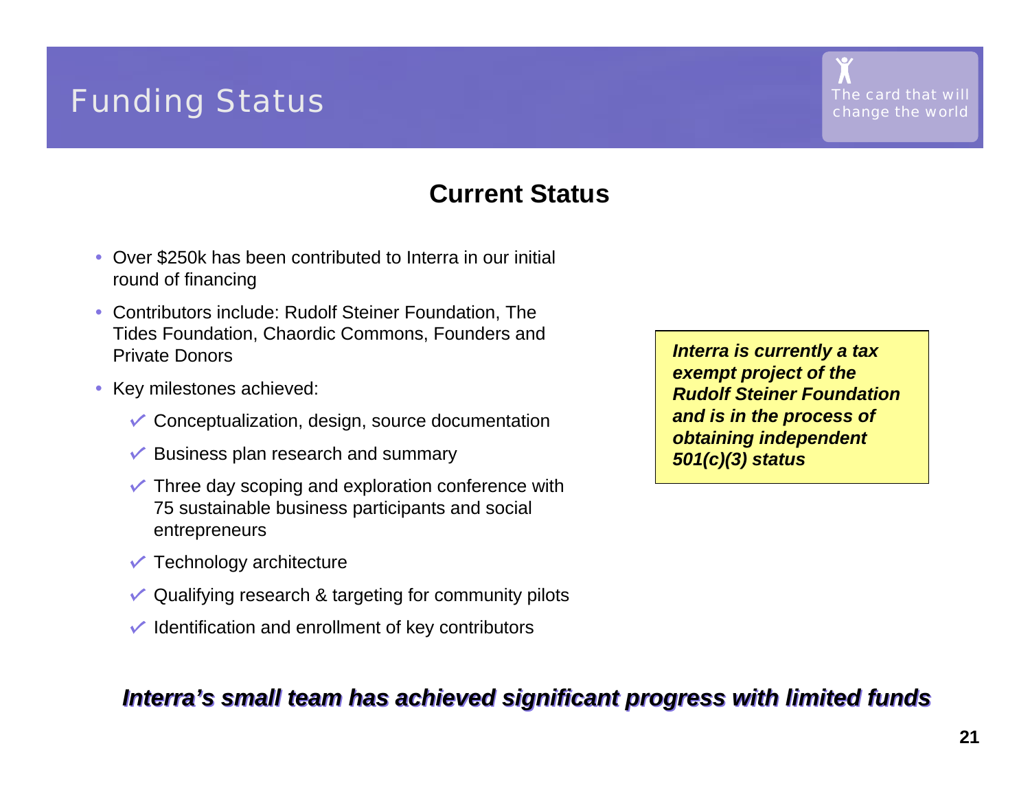# Funding Status

The card that will change the world

## Current Status

- Over $250k has been contributed to Interra in our initial round of financing
- Contributors include: Rudolf Steiner Foundation, The Tides Foundation, Chaordic Commons, Founders and Private Donors
- Key milestones achieved:
  - ✓ Conceptualization, design, source documentation
  - ✓ Business plan research and summary
  - ✓ Three day scoping and exploration conference with 75 sustainable business participants and social entrepreneurs
  - ✓ Technology architecture
  - ✓ Qualifying research & targeting for community pilots
  - ✓ Identification and enrollment of key contributors

***Interra is currently a tax exempt project of the Rudolf Steiner Foundation and is in the process of obtaining independent 501(c)(3) status***

***Interra's small team has achieved significant progress with limited funds***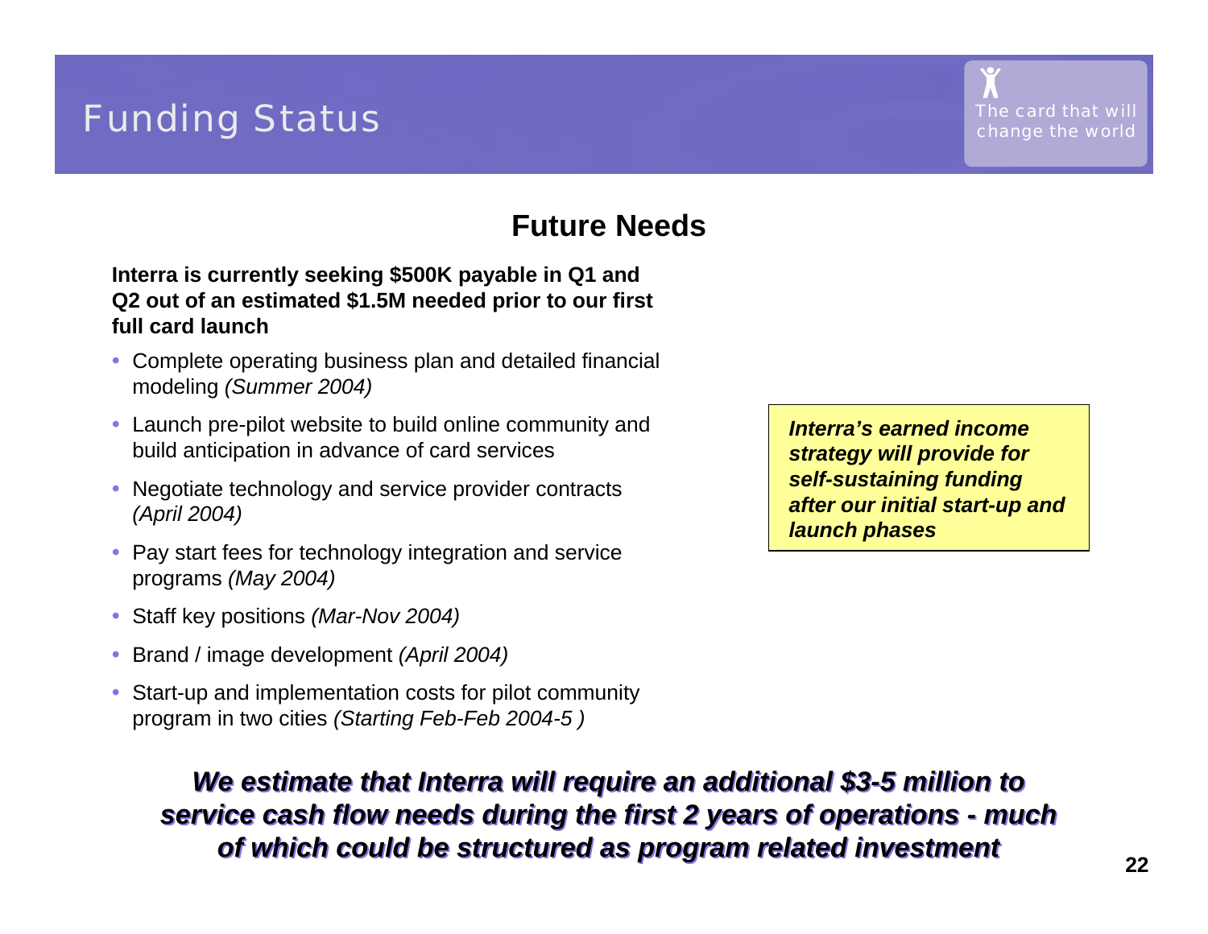# Funding Status

The card that will change the world

## Future Needs

**Interra is currently seeking $500K payable in Q1 and Q2 out of an estimated $1.5M needed prior to our first full card launch**

- Complete operating business plan and detailed financial modeling *(Summer 2004)*
- Launch pre-pilot website to build online community and build anticipation in advance of card services
- Negotiate technology and service provider contracts *(April 2004)*
- Pay start fees for technology integration and service programs *(May 2004)*
- Staff key positions *(Mar-Nov 2004)*
- Brand / image development *(April 2004)*
- Start-up and implementation costs for pilot community program in two cities *(Starting Feb-Feb 2004-5 )*

***Interra's earned income strategy will provide for self-sustaining funding after our initial start-up and launch phases***

***We estimate that Interra will require an additional $3-5 million to service cash flow needs during the first 2 years of operations - much of which could be structured as program related investment***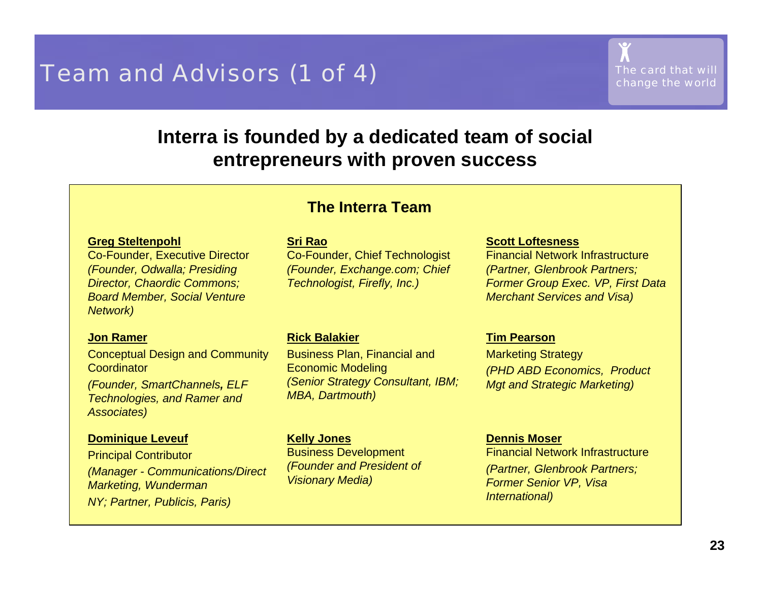# Team and Advisors (1 of 4)

The card that will change the world

## Interra is founded by a dedicated team of social entrepreneurs with proven success

### The Interra Team

**Greg Steltenpohl**
Co-Founder, Executive Director
*(Founder, Odwalla; Presiding Director, Chaordic Commons; Board Member, Social Venture Network)*

**Sri Rao**
Co-Founder, Chief Technologist
*(Founder, Exchange.com; Chief Technologist, Firefly, Inc.)*

**Scott Loftesness**
Financial Network Infrastructure
*(Partner, Glenbrook Partners; Former Group Exec. VP, First Data Merchant Services and Visa)*

**Jon Ramer**
Conceptual Design and Community Coordinator
*(Founder, SmartChannels, ELF Technologies, and Ramer and Associates)*

**Rick Balakier**
Business Plan, Financial and Economic Modeling
*(Senior Strategy Consultant, IBM; MBA, Dartmouth)*

**Tim Pearson**
Marketing Strategy
*(PHD ABD Economics, Product Mgt and Strategic Marketing)*

**Dominique Leveuf**
Principal Contributor
*(Manager - Communications/Direct Marketing, Wunderman NY; Partner, Publicis, Paris)*

**Kelly Jones**
Business Development
*(Founder and President of Visionary Media)*

**Dennis Moser**
Financial Network Infrastructure
*(Partner, Glenbrook Partners; Former Senior VP, Visa International)*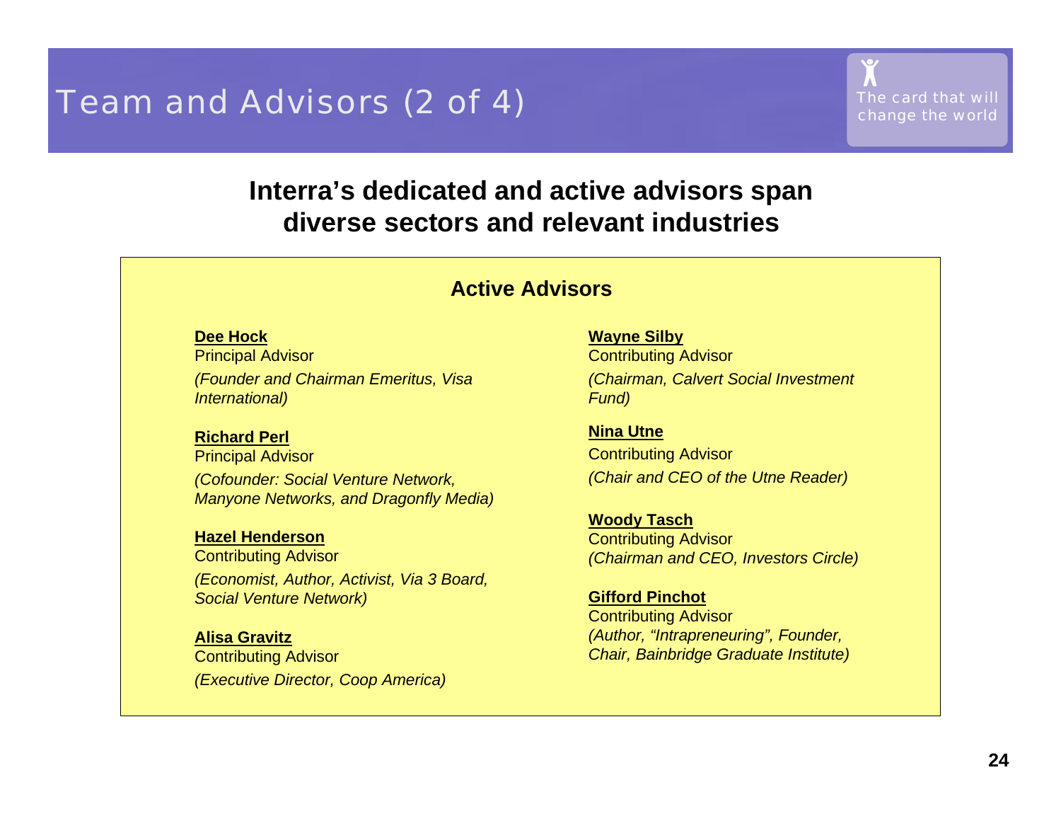# Team and Advisors (2 of 4)

The card that will change the world

## Interra's dedicated and active advisors span diverse sectors and relevant industries

### Active Advisors

**Dee Hock**
Principal Advisor
*(Founder and Chairman Emeritus, Visa International)*

**Richard Perl**
Principal Advisor
*(Cofounder: Social Venture Network, Manyone Networks, and Dragonfly Media)*

**Hazel Henderson**
Contributing Advisor
*(Economist, Author, Activist, Via 3 Board, Social Venture Network)*

**Alisa Gravitz**
Contributing Advisor
*(Executive Director, Coop America)*

**Wayne Silby**
Contributing Advisor
*(Chairman, Calvert Social Investment Fund)*

**Nina Utne**
Contributing Advisor
*(Chair and CEO of the Utne Reader)*

**Woody Tasch**
Contributing Advisor
*(Chairman and CEO, Investors Circle)*

**Gifford Pinchot**
Contributing Advisor
*(Author, "Intrapreneuring", Founder, Chair, Bainbridge Graduate Institute)*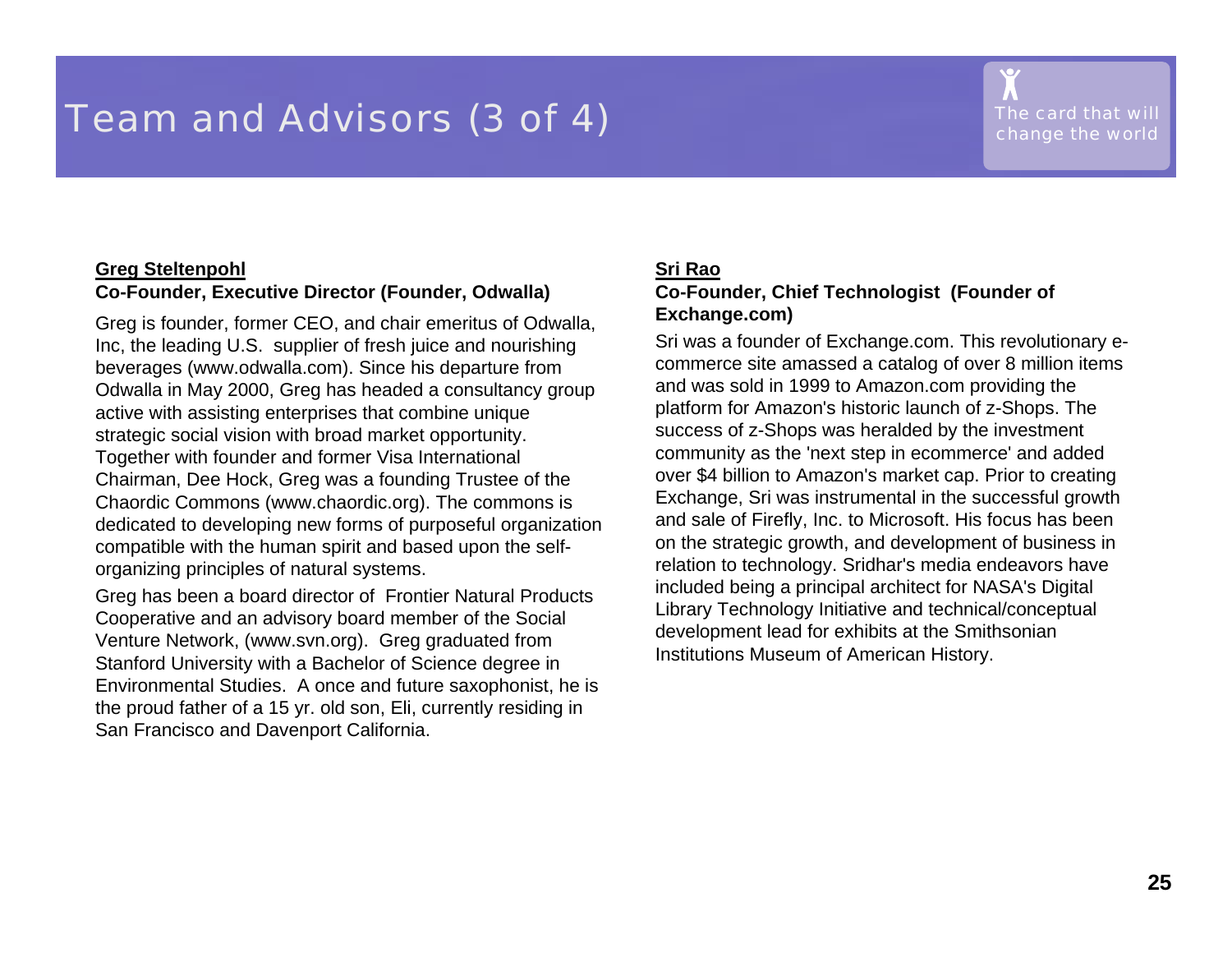# Team and Advisors (3 of 4)

The card that will change the world

**Greg Steltenpohl**
**Co-Founder, Executive Director (Founder, Odwalla)**

Greg is founder, former CEO, and chair emeritus of Odwalla, Inc, the leading U.S. supplier of fresh juice and nourishing beverages (www.odwalla.com). Since his departure from Odwalla in May 2000, Greg has headed a consultancy group active with assisting enterprises that combine unique strategic social vision with broad market opportunity. Together with founder and former Visa International Chairman, Dee Hock, Greg was a founding Trustee of the Chaordic Commons (www.chaordic.org). The commons is dedicated to developing new forms of purposeful organization compatible with the human spirit and based upon the self-organizing principles of natural systems.

Greg has been a board director of Frontier Natural Products Cooperative and an advisory board member of the Social Venture Network, (www.svn.org). Greg graduated from Stanford University with a Bachelor of Science degree in Environmental Studies. A once and future saxophonist, he is the proud father of a 15 yr. old son, Eli, currently residing in San Francisco and Davenport California.

**Sri Rao**
**Co-Founder, Chief Technologist (Founder of Exchange.com)**

Sri was a founder of Exchange.com. This revolutionary e-commerce site amassed a catalog of over 8 million items and was sold in 1999 to Amazon.com providing the platform for Amazon's historic launch of z-Shops. The success of z-Shops was heralded by the investment community as the 'next step in ecommerce' and added over $4 billion to Amazon's market cap. Prior to creating Exchange, Sri was instrumental in the successful growth and sale of Firefly, Inc. to Microsoft. His focus has been on the strategic growth, and development of business in relation to technology. Sridhar's media endeavors have included being a principal architect for NASA's Digital Library Technology Initiative and technical/conceptual development lead for exhibits at the Smithsonian Institutions Museum of American History.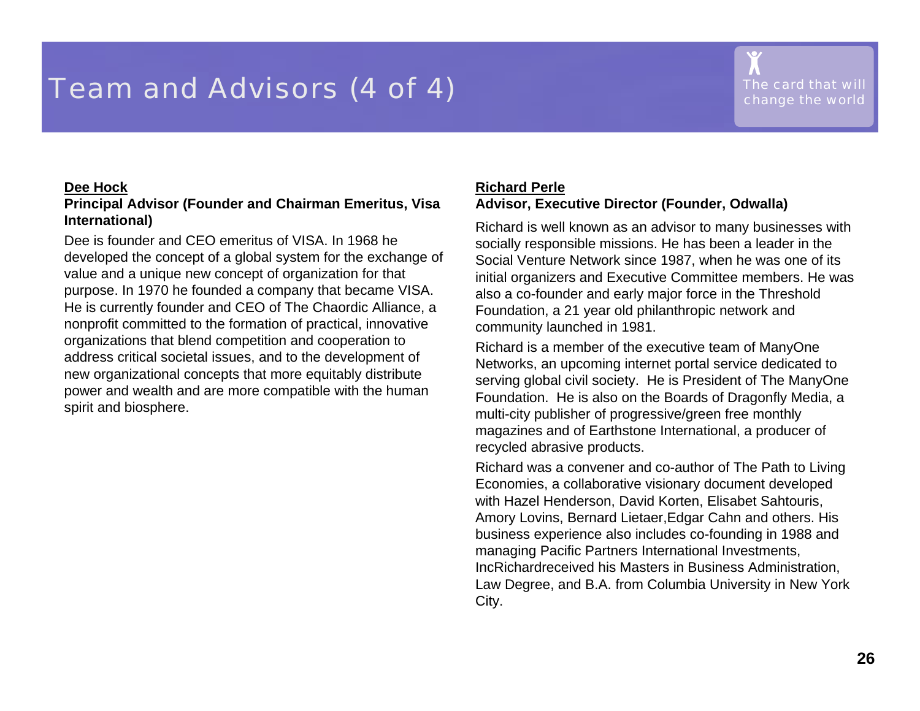# Team and Advisors (4 of 4)

The card that will change the world

**<u>Dee Hock</u>**
**Principal Advisor (Founder and Chairman Emeritus, Visa International)**

Dee is founder and CEO emeritus of VISA. In 1968 he developed the concept of a global system for the exchange of value and a unique new concept of organization for that purpose. In 1970 he founded a company that became VISA. He is currently founder and CEO of The Chaordic Alliance, a nonprofit committed to the formation of practical, innovative organizations that blend competition and cooperation to address critical societal issues, and to the development of new organizational concepts that more equitably distribute power and wealth and are more compatible with the human spirit and biosphere.

**<u>Richard Perle</u>**
**Advisor, Executive Director (Founder, Odwalla)**

Richard is well known as an advisor to many businesses with socially responsible missions. He has been a leader in the Social Venture Network since 1987, when he was one of its initial organizers and Executive Committee members. He was also a co-founder and early major force in the Threshold Foundation, a 21 year old philanthropic network and community launched in 1981.

Richard is a member of the executive team of ManyOne Networks, an upcoming internet portal service dedicated to serving global civil society. He is President of The ManyOne Foundation. He is also on the Boards of Dragonfly Media, a multi-city publisher of progressive/green free monthly magazines and of Earthstone International, a producer of recycled abrasive products.

Richard was a convener and co-author of The Path to Living Economies, a collaborative visionary document developed with Hazel Henderson, David Korten, Elisabet Sahtouris, Amory Lovins, Bernard Lietaer,Edgar Cahn and others. His business experience also includes co-founding in 1988 and managing Pacific Partners International Investments, IncRichardreceived his Masters in Business Administration, Law Degree, and B.A. from Columbia University in New York City.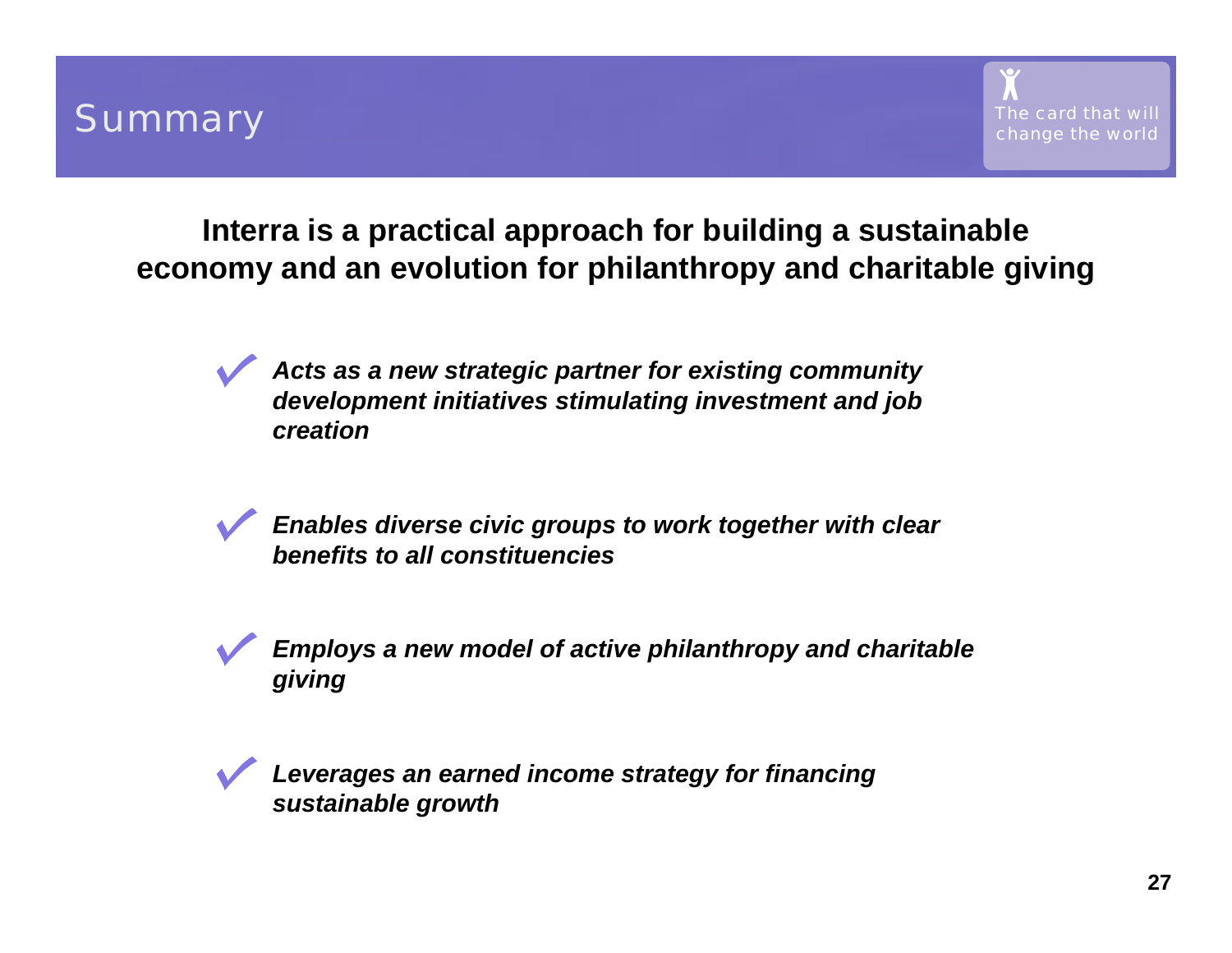# Summary

The card that will change the world

**Interra is a practical approach for building a sustainable economy and an evolution for philanthropy and charitable giving**

- ✓ ***Acts as a new strategic partner for existing community development initiatives stimulating investment and job creation***

- ✓ ***Enables diverse civic groups to work together with clear benefits to all constituencies***

- ✓ ***Employs a new model of active philanthropy and charitable giving***

- ✓ ***Leverages an earned income strategy for financing sustainable growth***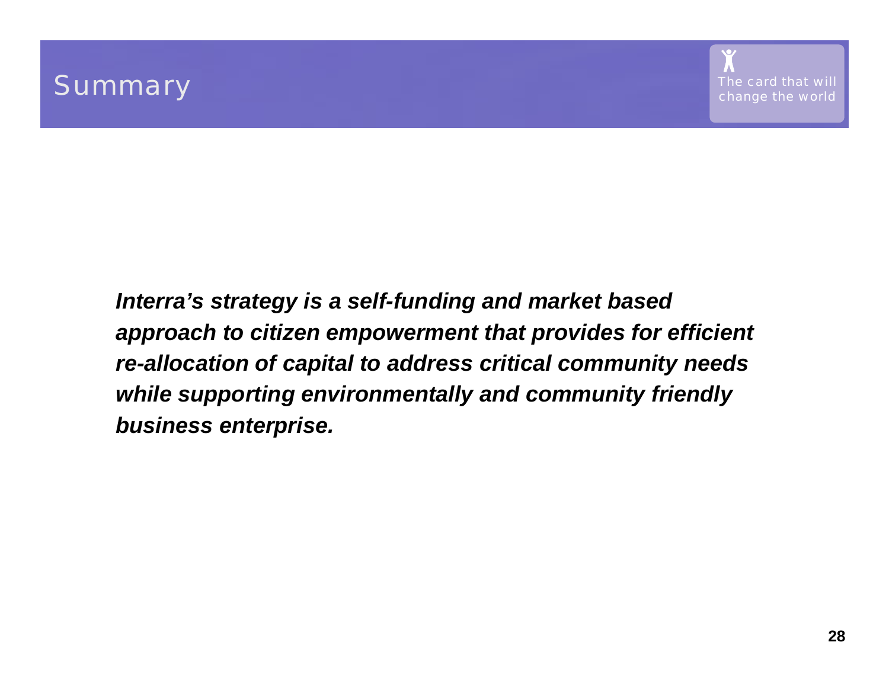# Summary

The card that will change the world

***Interra's strategy is a self-funding and market based approach to citizen empowerment that provides for efficient re-allocation of capital to address critical community needs while supporting environmentally and community friendly business enterprise.***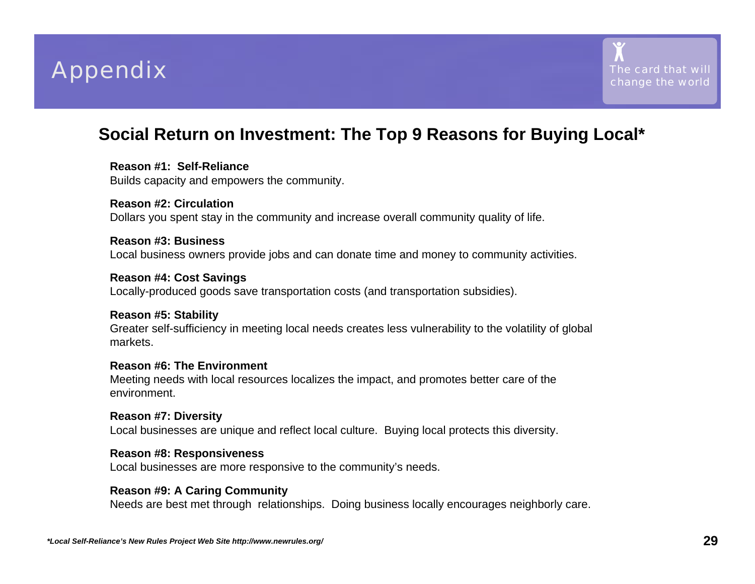# Appendix

The card that will change the world

## Social Return on Investment: The Top 9 Reasons for Buying Local*

**Reason #1: Self-Reliance**
Builds capacity and empowers the community.

**Reason #2: Circulation**
Dollars you spent stay in the community and increase overall community quality of life.

**Reason #3: Business**
Local business owners provide jobs and can donate time and money to community activities.

**Reason #4: Cost Savings**
Locally-produced goods save transportation costs (and transportation subsidies).

**Reason #5: Stability**
Greater self-sufficiency in meeting local needs creates less vulnerability to the volatility of global markets.

**Reason #6: The Environment**
Meeting needs with local resources localizes the impact, and promotes better care of the environment.

**Reason #7: Diversity**
Local businesses are unique and reflect local culture. Buying local protects this diversity.

**Reason #8: Responsiveness**
Local businesses are more responsive to the community's needs.

**Reason #9: A Caring Community**
Needs are best met through relationships. Doing business locally encourages neighborly care.

***Local Self-Reliance's New Rules Project Web Site http://www.newrules.org/***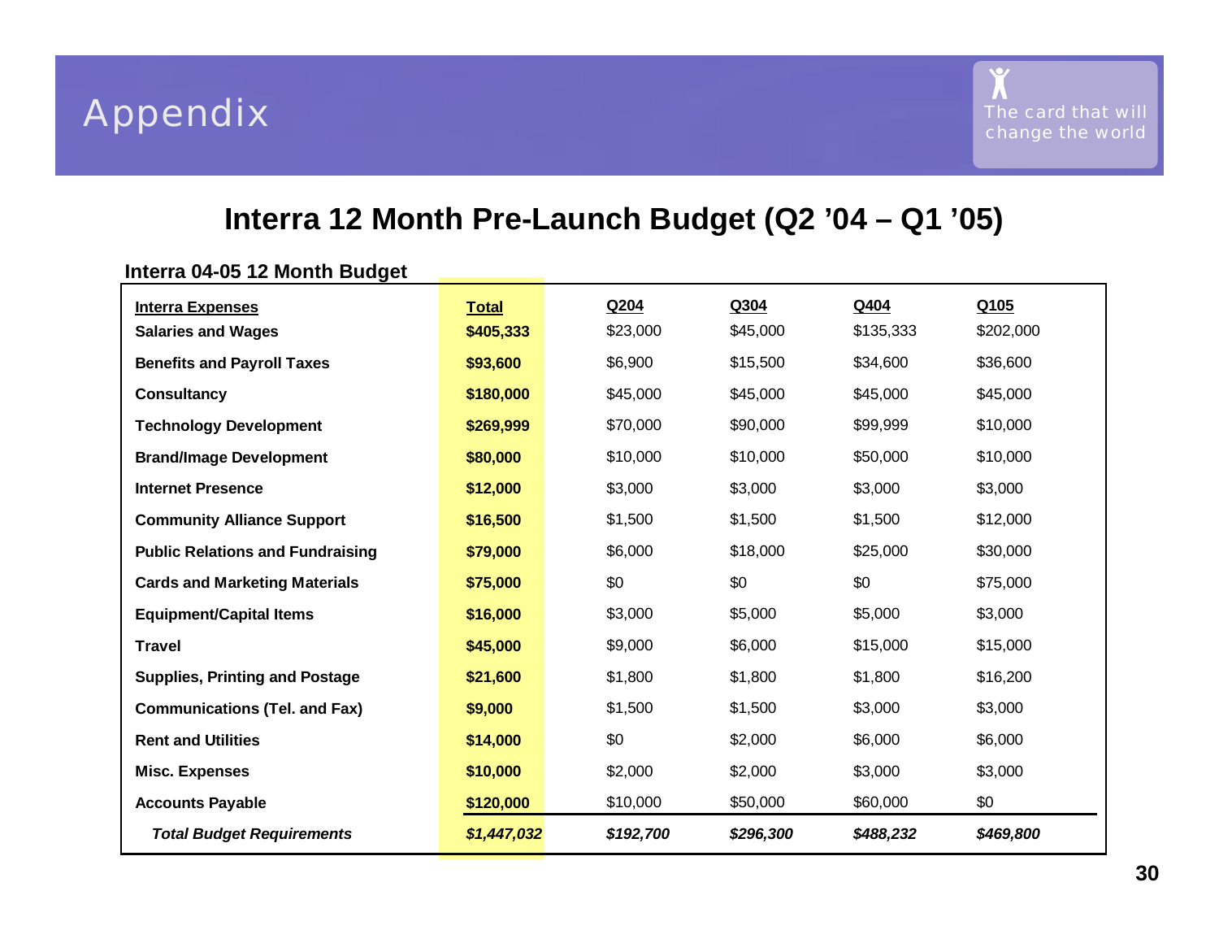# Appendix

The card that will change the world

## Interra 12 Month Pre-Launch Budget (Q2 '04 – Q1 '05)

**Interra 04-05 12 Month Budget**

| Interra Expenses | Total | Q204 | Q304 | Q404 | Q105 |
|---|---|---|---|---|---|
| **Salaries and Wages** | **$405,333** | $23,000 | $45,000 | $135,333 | $202,000 |
| **Benefits and Payroll Taxes** | **$93,600** | $6,900 | $15,500 | $34,600 | $36,600 |
| **Consultancy** | **$180,000** | $45,000 | $45,000 | $45,000 | $45,000 |
| **Technology Development** | **$269,999** | $70,000 | $90,000 | $99,999 | $10,000 |
| **Brand/Image Development** | **$80,000** | $10,000 | $10,000 | $50,000 | $10,000 |
| **Internet Presence** | **$12,000** | $3,000 | $3,000 | $3,000 | $3,000 |
| **Community Alliance Support** | **$16,500** | $1,500 | $1,500 | $1,500 | $12,000 |
| **Public Relations and Fundraising** | **$79,000** | $6,000 | $18,000 | $25,000 | $30,000 |
| **Cards and Marketing Materials** | **$75,000** | $0 | $0 | $0 | $75,000 |
| **Equipment/Capital Items** | **$16,000** | $3,000 | $5,000 | $5,000 | $3,000 |
| **Travel** | **$45,000** | $9,000 | $6,000 | $15,000 | $15,000 |
| **Supplies, Printing and Postage** | **$21,600** | $1,800 | $1,800 | $1,800 | $16,200 |
| **Communications (Tel. and Fax)** | **$9,000** | $1,500 | $1,500 | $3,000 | $3,000 |
| **Rent and Utilities** | **$14,000** | $0 | $2,000 | $6,000 | $6,000 |
| **Misc. Expenses** | **$10,000** | $2,000 | $2,000 | $3,000 | $3,000 |
| **Accounts Payable** | **$120,000** | $10,000 | $50,000 | $60,000 | $0 |
| ***Total Budget Requirements*** | ***$1,447,032*** | ***$192,700*** | ***$296,300*** | ***$488,232*** | ***$469,800*** |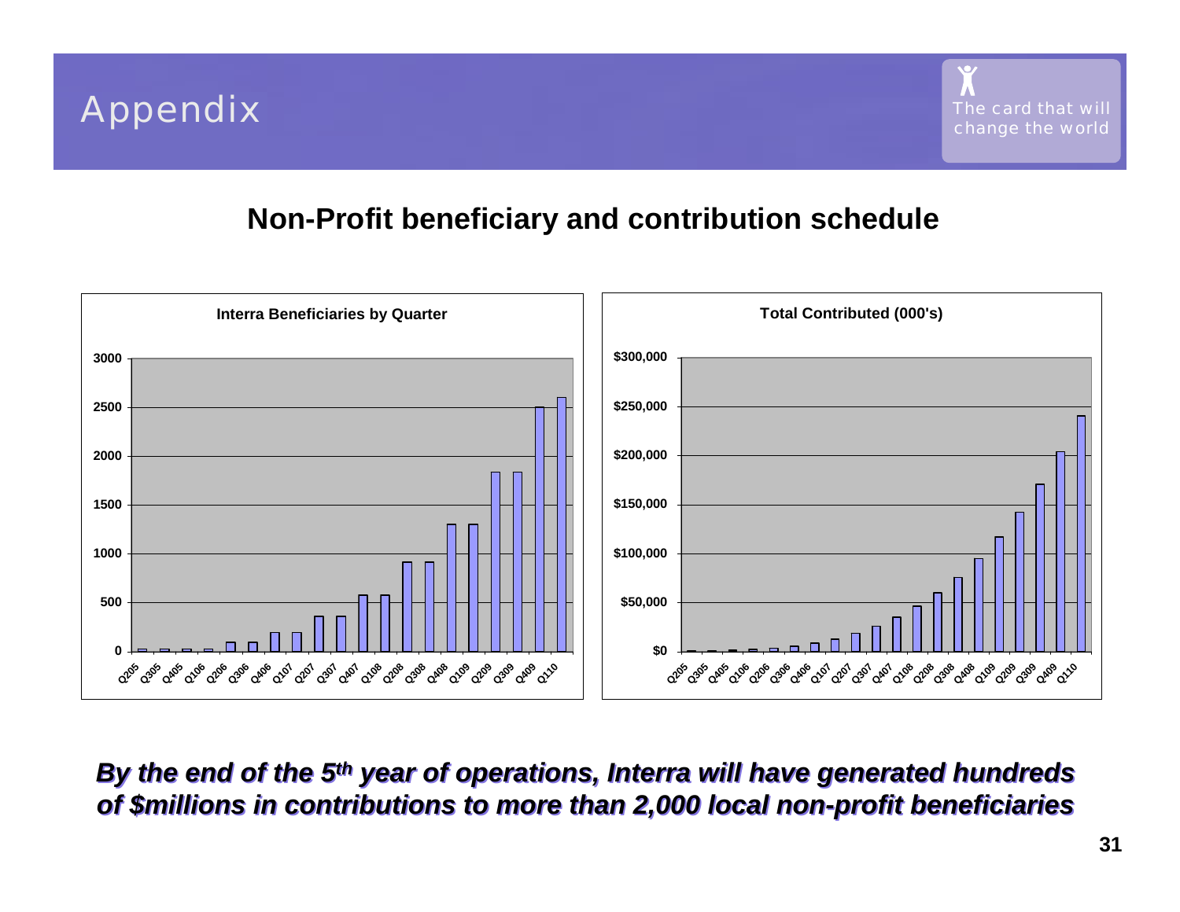# Appendix

The card that will change the world

## Non-Profit beneficiary and contribution schedule

**Interra Beneficiaries by Quarter**

**Total Contributed (000's)**

***By the end of the 5th year of operations, Interra will have generated hundreds of $millions in contributions to more than 2,000 local non-profit beneficiaries***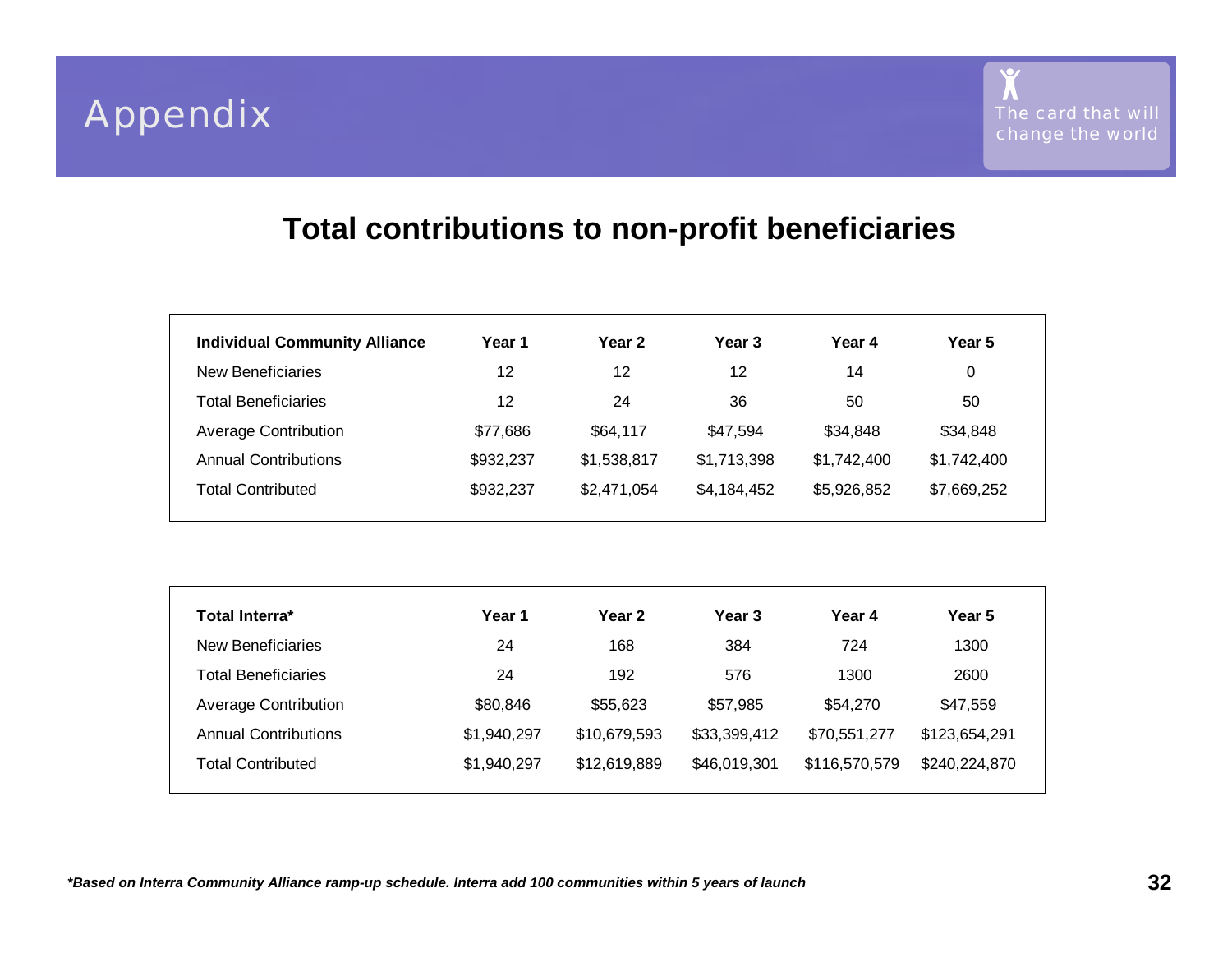# Appendix

The card that will change the world

## Total contributions to non-profit beneficiaries

| Individual Community Alliance | Year 1 | Year 2 | Year 3 | Year 4 | Year 5 |
|---|---|---|---|---|---|
| New Beneficiaries | 12 | 12 | 12 | 14 | 0 |
| Total Beneficiaries | 12 | 24 | 36 | 50 | 50 |
| Average Contribution | $77,686 | $64,117 | $47,594 | $34,848 | $34,848 |
| Annual Contributions | $932,237 | $1,538,817 | $1,713,398 | $1,742,400 | $1,742,400 |
| Total Contributed | $932,237 | $2,471,054 | $4,184,452 | $5,926,852 | $7,669,252 |

| Total Interra* | Year 1 | Year 2 | Year 3 | Year 4 | Year 5 |
|---|---|---|---|---|---|
| New Beneficiaries | 24 | 168 | 384 | 724 | 1300 |
| Total Beneficiaries | 24 | 192 | 576 | 1300 | 2600 |
| Average Contribution | $80,846 | $55,623 | $57,985 | $54,270 | $47,559 |
| Annual Contributions | $1,940,297 | $10,679,593 | $33,399,412 | $70,551,277 | $123,654,291 |
| Total Contributed | $1,940,297 | $12,619,889 | $46,019,301 | $116,570,579 | $240,224,870 |

***Based on Interra Community Alliance ramp-up schedule. Interra add 100 communities within 5 years of launch***